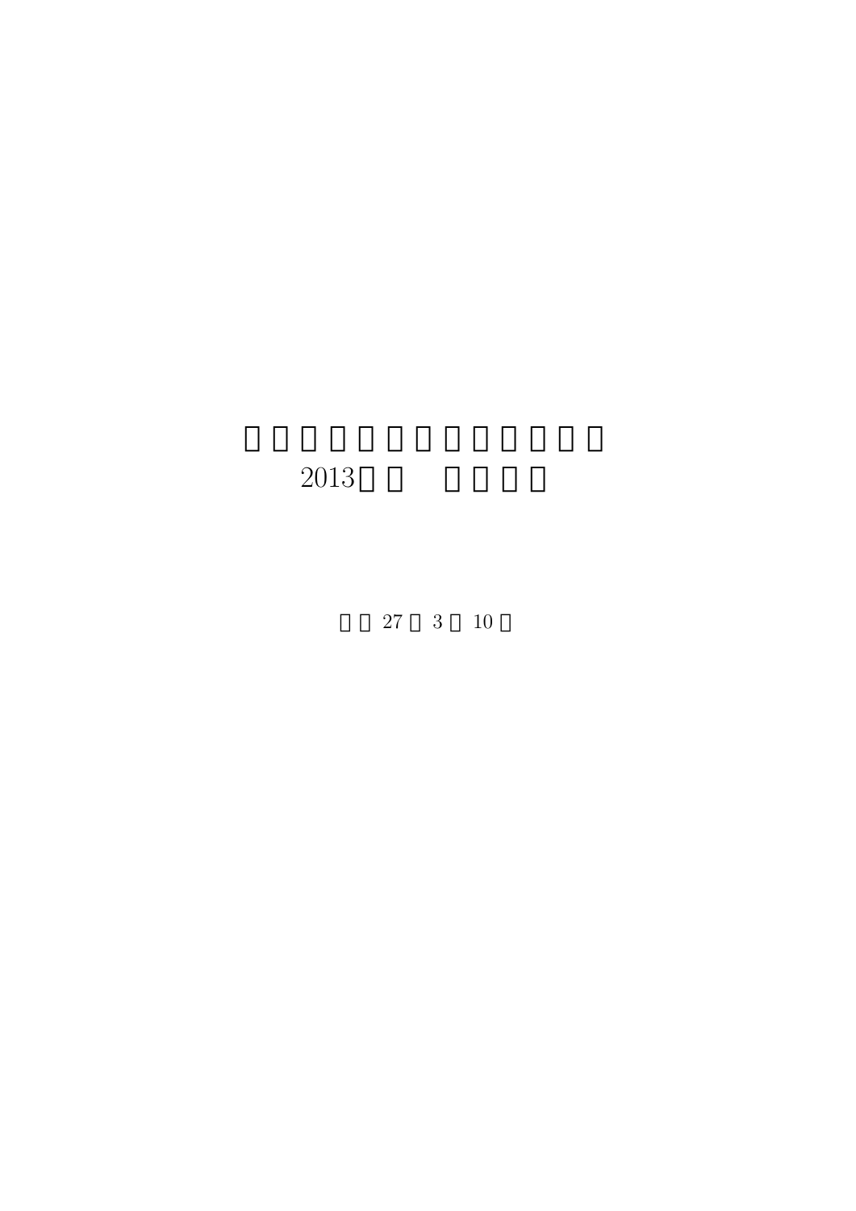# □□□□□□□□□□□□□
# 2013□□ □□□□

□□ 27 □ 3 □ 10 □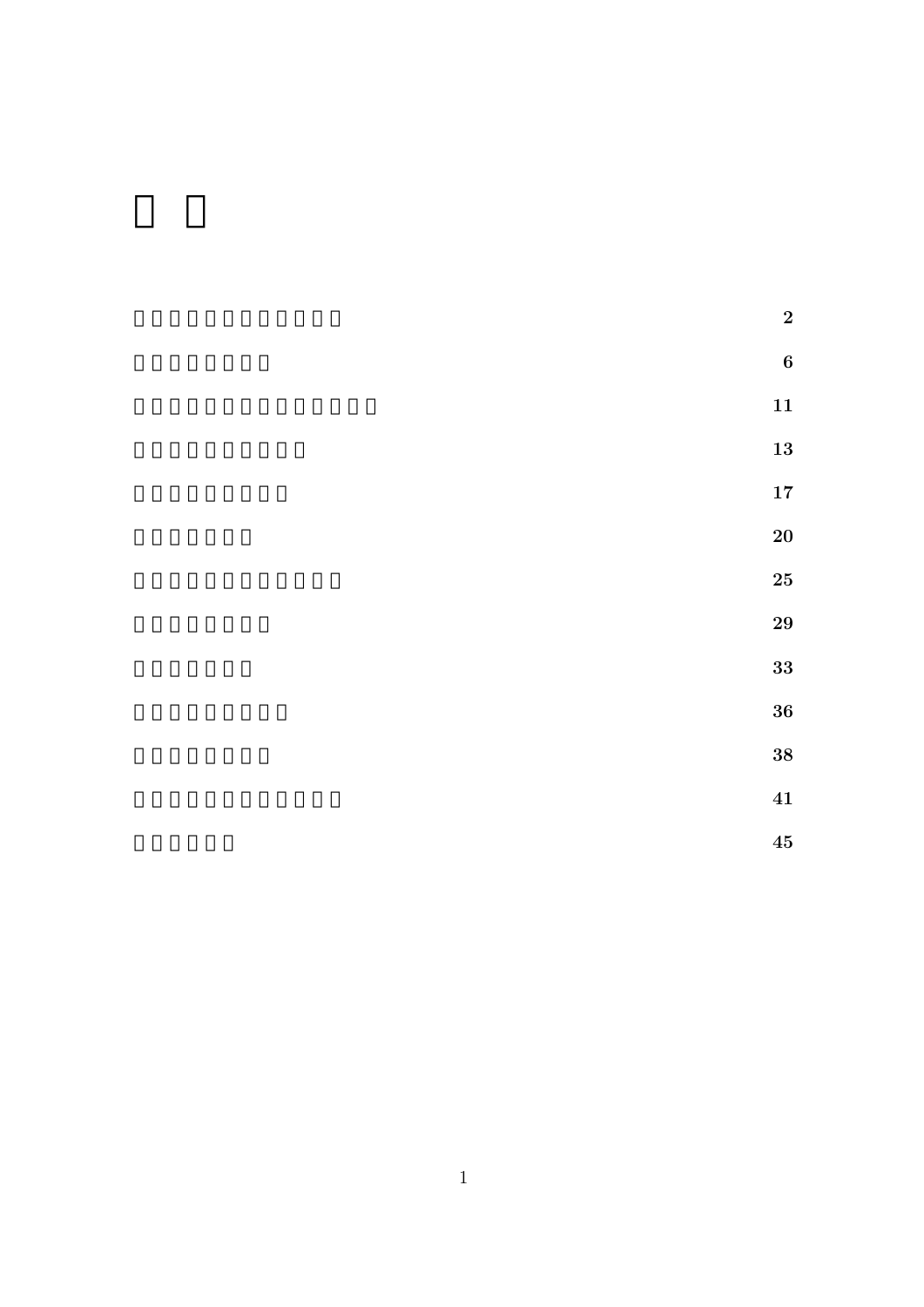# □□

| | |
|---|---|
| □□□□□□□□□□□□ | **2** |
| □□□□□□□□ | **6** |
| □□□□□□□□□□□□□□ | **11** |
| □□□□□□□□□□ | **13** |
| □□□□□□□□□ | **17** |
| □□□□□□□ | **20** |
| □□□□□□□□□□□□ | **25** |
| □□□□□□□□ | **29** |
| □□□□□□□ | **33** |
| □□□□□□□□□ | **36** |
| □□□□□□□□ | **38** |
| □□□□□□□□□□□□ | **41** |
| □□□□□□ | **45** |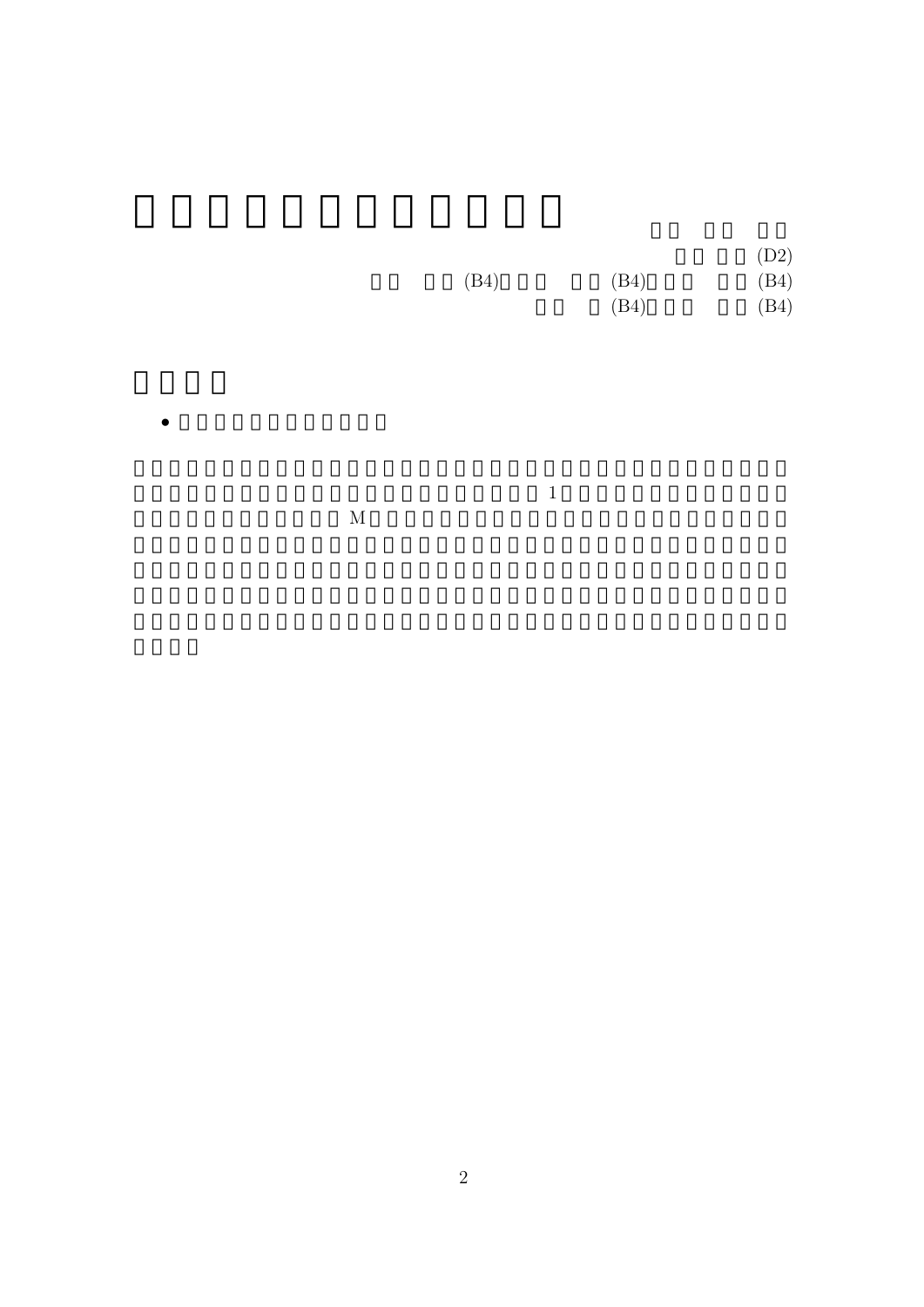(D2)

(B4) (B4) (B4)

(B4) (B4)

1

M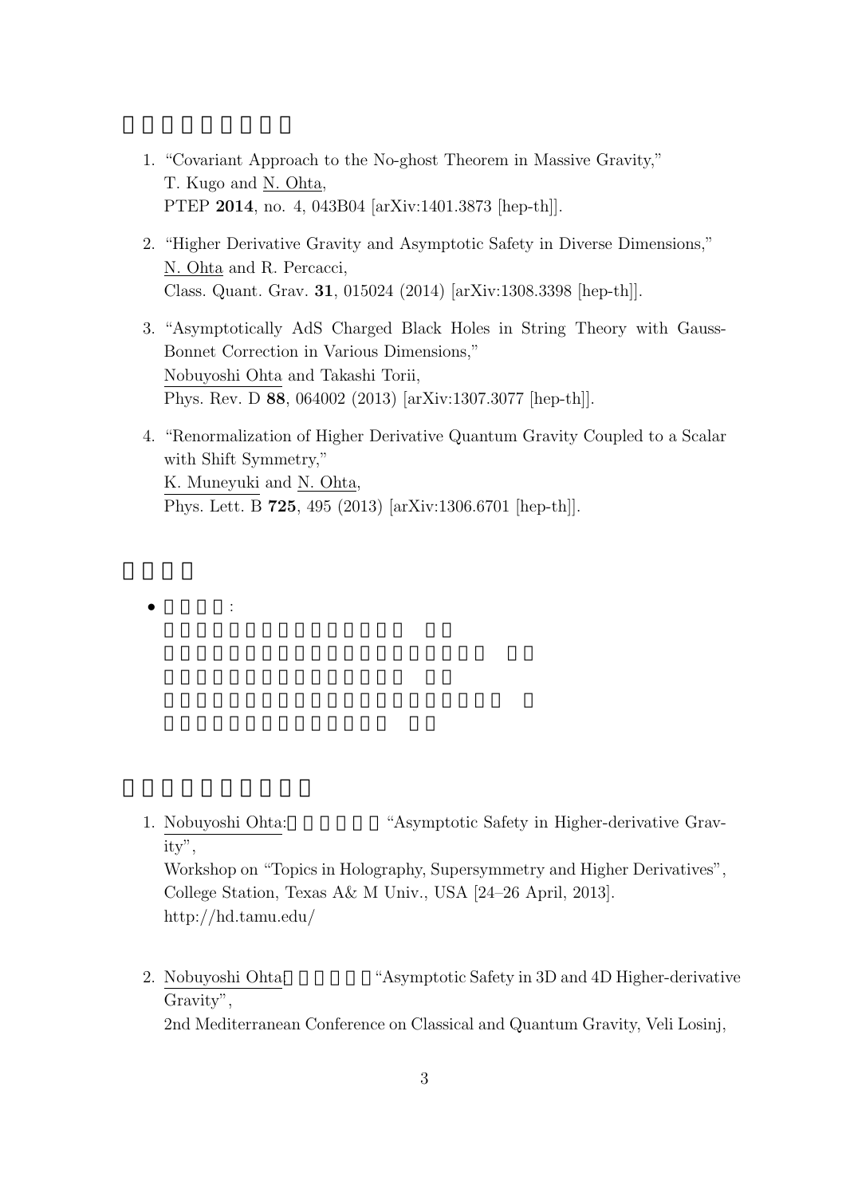1. "Covariant Approach to the No-ghost Theorem in Massive Gravity,"
   T. Kugo and N. Ohta,
   PTEP **2014**, no. 4, 043B04 [arXiv:1401.3873 [hep-th]].

2. "Higher Derivative Gravity and Asymptotic Safety in Diverse Dimensions,"
   N. Ohta and R. Percacci,
   Class. Quant. Grav. **31**, 015024 (2014) [arXiv:1308.3398 [hep-th]].

3. "Asymptotically AdS Charged Black Holes in String Theory with Gauss-Bonnet Correction in Various Dimensions,"
   Nobuyoshi Ohta and Takashi Torii,
   Phys. Rev. D **88**, 064002 (2013) [arXiv:1307.3077 [hep-th]].

4. "Renormalization of Higher Derivative Quantum Gravity Coupled to a Scalar with Shift Symmetry,"
   K. Muneyuki and N. Ohta,
   Phys. Lett. B **725**, 495 (2013) [arXiv:1306.6701 [hep-th]].

- :

1. Nobuyoshi Ohta: "Asymptotic Safety in Higher-derivative Gravity",
   Workshop on "Topics in Holography, Supersymmetry and Higher Derivatives", College Station, Texas A& M Univ., USA [24–26 April, 2013].
   http://hd.tamu.edu/

2. Nobuyoshi Ohta: "Asymptotic Safety in 3D and 4D Higher-derivative Gravity",
   2nd Mediterranean Conference on Classical and Quantum Gravity, Veli Losinj,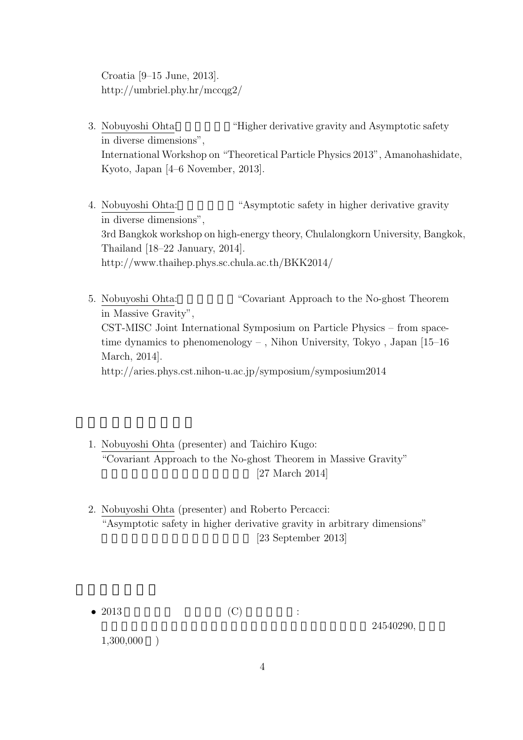Croatia [9–15 June, 2013].
http://umbriel.phy.hr/mccqg2/

3. Nobuyoshi Ohta: "Higher derivative gravity and Asymptotic safety in diverse dimensions",
   International Workshop on "Theoretical Particle Physics 2013", Amanohashidate, Kyoto, Japan [4–6 November, 2013].

4. Nobuyoshi Ohta: "Asymptotic safety in higher derivative gravity in diverse dimensions",
   3rd Bangkok workshop on high-energy theory, Chulalongkorn University, Bangkok, Thailand [18–22 January, 2014].
   http://www.thaihep.phys.sc.chula.ac.th/BKK2014/

5. Nobuyoshi Ohta: "Covariant Approach to the No-ghost Theorem in Massive Gravity",
   CST-MISC Joint International Symposium on Particle Physics – from spacetime dynamics to phenomenology – , Nihon University, Tokyo , Japan [15–16 March, 2014].
   http://aries.phys.cst.nihon-u.ac.jp/symposium/symposium2014

1. Nobuyoshi Ohta (presenter) and Taichiro Kugo:
   "Covariant Approach to the No-ghost Theorem in Massive Gravity"
   [27 March 2014]

2. Nobuyoshi Ohta (presenter) and Roberto Percacci:
   "Asymptotic safety in higher derivative gravity in arbitrary dimensions"
   [23 September 2013]

- 2013 (C) :
  24540290,
  1,300,000 )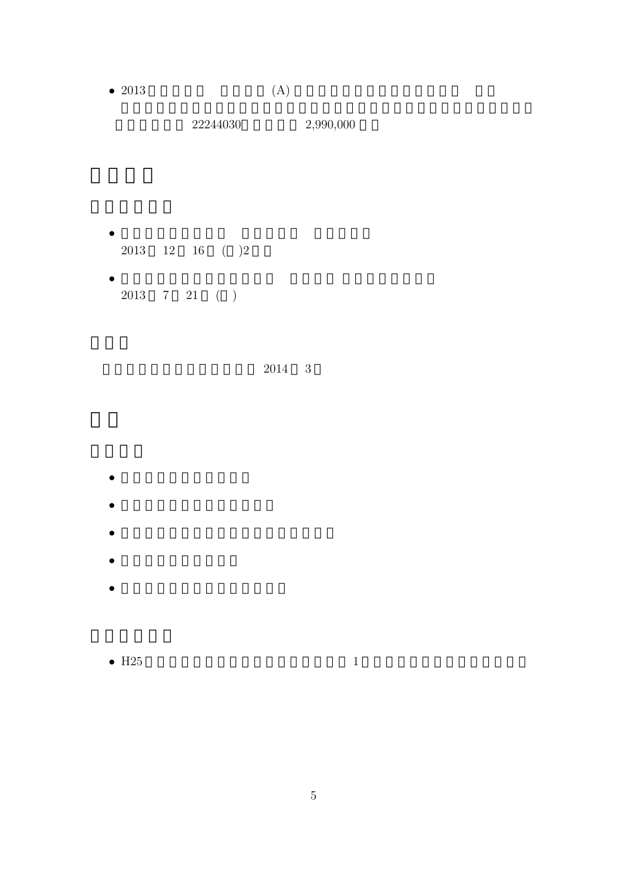- 2013 (A) 22244030 2,990,000

- 2013 12 16 ( )2
- 2013 7 21 ( )

2014 3

- H25 1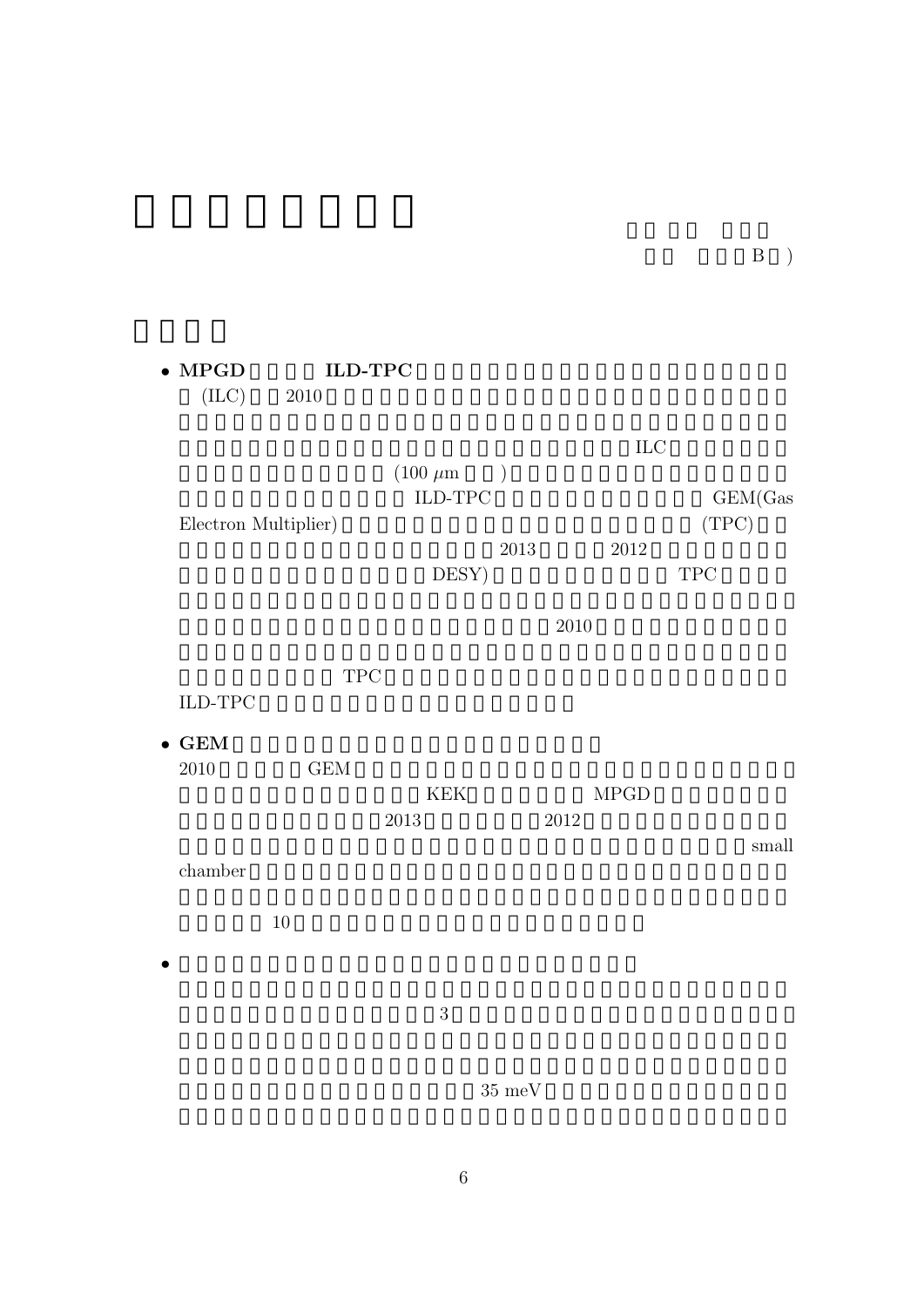B )

- **MPGD** **ILD-TPC**
  (ILC) 2010
  ILC
  (100 $\mu$m )
  ILD-TPC GEM(Gas Electron Multiplier) (TPC)
  2013 2012
  DESY) TPC
  2010
  TPC
  ILD-TPC

- **GEM**
  2010 GEM
  KEK MPGD
  2013 2012
  small chamber
  10

- 3
  35 meV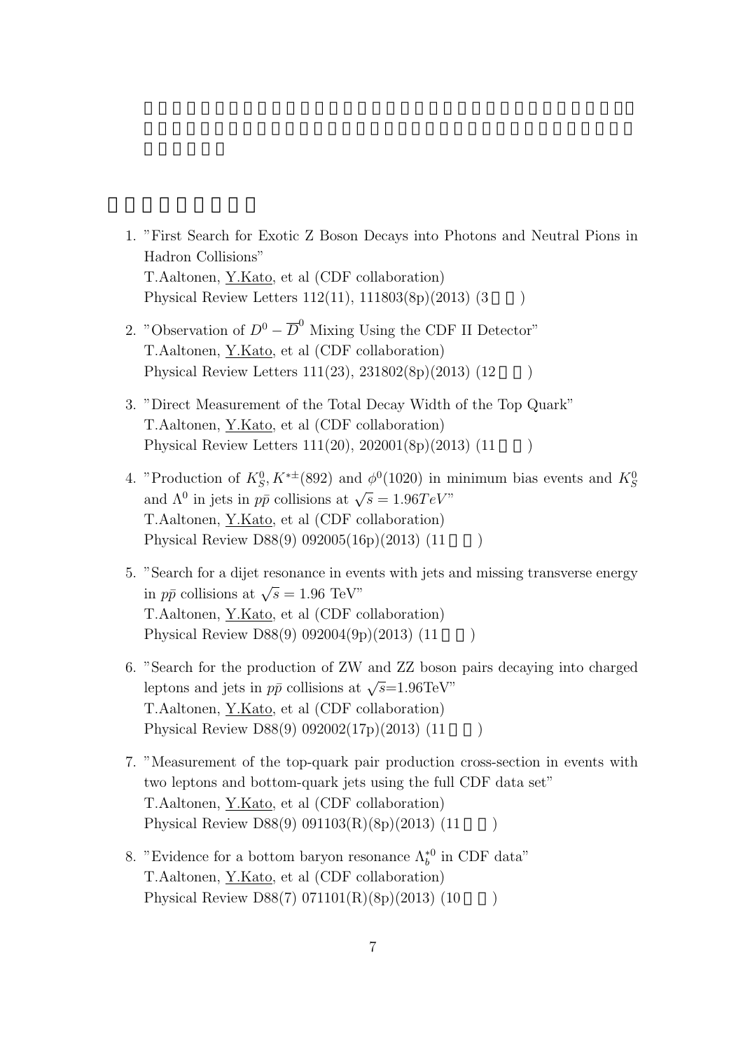1. "First Search for Exotic Z Boson Decays into Photons and Neutral Pions in Hadron Collisions"
   T.Aaltonen, Y.Kato, et al (CDF collaboration)
   Physical Review Letters 112(11), 111803(8p)(2013) (3 )

2. "Observation of $D^0 - \overline{D}^0$ Mixing Using the CDF II Detector"
   T.Aaltonen, Y.Kato, et al (CDF collaboration)
   Physical Review Letters 111(23), 231802(8p)(2013) (12 )

3. "Direct Measurement of the Total Decay Width of the Top Quark"
   T.Aaltonen, Y.Kato, et al (CDF collaboration)
   Physical Review Letters 111(20), 202001(8p)(2013) (11 )

4. "Production of $K_S^0, K^{*\pm}(892)$ and $\phi^0(1020)$ in minimum bias events and $K_S^0$ and $\Lambda^0$ in jets in $p\bar{p}$ collisions at $\sqrt{s} = 1.96TeV$"
   T.Aaltonen, Y.Kato, et al (CDF collaboration)
   Physical Review D88(9) 092005(16p)(2013) (11 )

5. "Search for a dijet resonance in events with jets and missing transverse energy in $p\bar{p}$ collisions at $\sqrt{s} = 1.96$ TeV"
   T.Aaltonen, Y.Kato, et al (CDF collaboration)
   Physical Review D88(9) 092004(9p)(2013) (11 )

6. "Search for the production of ZW and ZZ boson pairs decaying into charged leptons and jets in $p\bar{p}$ collisions at $\sqrt{s}$=1.96TeV"
   T.Aaltonen, Y.Kato, et al (CDF collaboration)
   Physical Review D88(9) 092002(17p)(2013) (11 )

7. "Measurement of the top-quark pair production cross-section in events with two leptons and bottom-quark jets using the full CDF data set"
   T.Aaltonen, Y.Kato, et al (CDF collaboration)
   Physical Review D88(9) 091103(R)(8p)(2013) (11 )

8. "Evidence for a bottom baryon resonance $\Lambda_b^{*0}$ in CDF data"
   T.Aaltonen, Y.Kato, et al (CDF collaboration)
   Physical Review D88(7) 071101(R)(8p)(2013) (10 )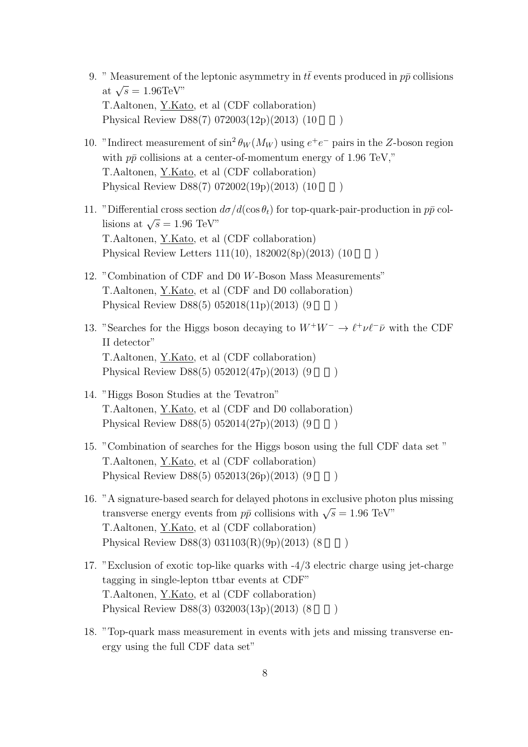9. " Measurement of the leptonic asymmetry in $t\bar{t}$ events produced in $p\bar{p}$ collisions at $\sqrt{s} = 1.96$TeV"
   T.Aaltonen, Y.Kato, et al (CDF collaboration)
   Physical Review D88(7) 072003(12p)(2013) (10 )

10. "Indirect measurement of $\sin^2\theta_W(M_W)$ using $e^+e^-$ pairs in the $Z$-boson region with $p\bar{p}$ collisions at a center-of-momentum energy of 1.96 TeV,"
    T.Aaltonen, Y.Kato, et al (CDF collaboration)
    Physical Review D88(7) 072002(19p)(2013) (10 )

11. "Differential cross section $d\sigma/d(\cos\theta_t)$ for top-quark-pair-production in $p\bar{p}$ collisions at $\sqrt{s} = 1.96$ TeV"
    T.Aaltonen, Y.Kato, et al (CDF collaboration)
    Physical Review Letters 111(10), 182002(8p)(2013) (10 )

12. "Combination of CDF and D0 $W$-Boson Mass Measurements"
    T.Aaltonen, Y.Kato, et al (CDF and D0 collaboration)
    Physical Review D88(5) 052018(11p)(2013) (9 )

13. "Searches for the Higgs boson decaying to $W^+W^- \to \ell^+\nu\ell^-\bar{\nu}$ with the CDF II detector"
    T.Aaltonen, Y.Kato, et al (CDF collaboration)
    Physical Review D88(5) 052012(47p)(2013) (9 )

14. "Higgs Boson Studies at the Tevatron"
    T.Aaltonen, Y.Kato, et al (CDF and D0 collaboration)
    Physical Review D88(5) 052014(27p)(2013) (9 )

15. "Combination of searches for the Higgs boson using the full CDF data set "
    T.Aaltonen, Y.Kato, et al (CDF collaboration)
    Physical Review D88(5) 052013(26p)(2013) (9 )

16. "A signature-based search for delayed photons in exclusive photon plus missing transverse energy events from $p\bar{p}$ collisions with $\sqrt{s} = 1.96$ TeV"
    T.Aaltonen, Y.Kato, et al (CDF collaboration)
    Physical Review D88(3) 031103(R)(9p)(2013) (8 )

17. "Exclusion of exotic top-like quarks with -4/3 electric charge using jet-charge tagging in single-lepton ttbar events at CDF"
    T.Aaltonen, Y.Kato, et al (CDF collaboration)
    Physical Review D88(3) 032003(13p)(2013) (8 )

18. "Top-quark mass measurement in events with jets and missing transverse energy using the full CDF data set"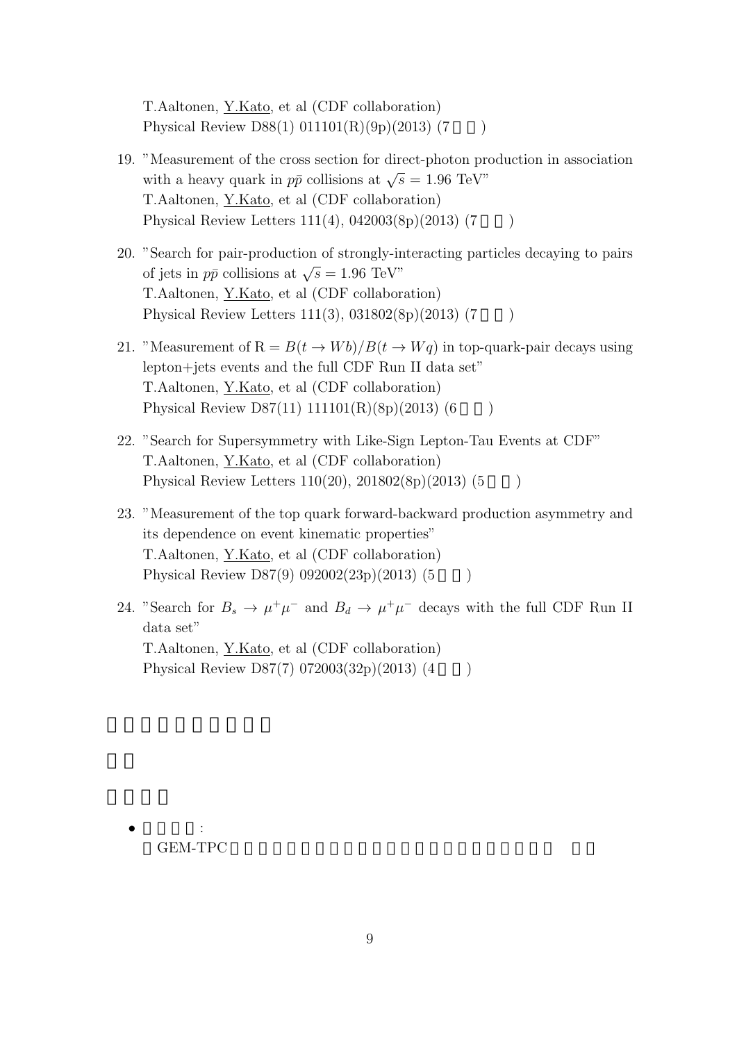T.Aaltonen, Y.Kato, et al (CDF collaboration)
Physical Review D88(1) 011101(R)(9p)(2013) (7 )

19. "Measurement of the cross section for direct-photon production in association with a heavy quark in $p\bar{p}$ collisions at $\sqrt{s} = 1.96$ TeV"
    T.Aaltonen, Y.Kato, et al (CDF collaboration)
    Physical Review Letters 111(4), 042003(8p)(2013) (7 )

20. "Search for pair-production of strongly-interacting particles decaying to pairs of jets in $p\bar{p}$ collisions at $\sqrt{s} = 1.96$ TeV"
    T.Aaltonen, Y.Kato, et al (CDF collaboration)
    Physical Review Letters 111(3), 031802(8p)(2013) (7 )

21. "Measurement of $\mathrm{R} = B(t \to Wb)/B(t \to Wq)$ in top-quark-pair decays using lepton+jets events and the full CDF Run II data set"
    T.Aaltonen, Y.Kato, et al (CDF collaboration)
    Physical Review D87(11) 111101(R)(8p)(2013) (6 )

22. "Search for Supersymmetry with Like-Sign Lepton-Tau Events at CDF"
    T.Aaltonen, Y.Kato, et al (CDF collaboration)
    Physical Review Letters 110(20), 201802(8p)(2013) (5 )

23. "Measurement of the top quark forward-backward production asymmetry and its dependence on event kinematic properties"
    T.Aaltonen, Y.Kato, et al (CDF collaboration)
    Physical Review D87(9) 092002(23p)(2013) (5 )

24. "Search for $B_s \to \mu^+\mu^-$ and $B_d \to \mu^+\mu^-$ decays with the full CDF Run II data set"
    T.Aaltonen, Y.Kato, et al (CDF collaboration)
    Physical Review D87(7) 072003(32p)(2013) (4 )

- :
  GEM-TPC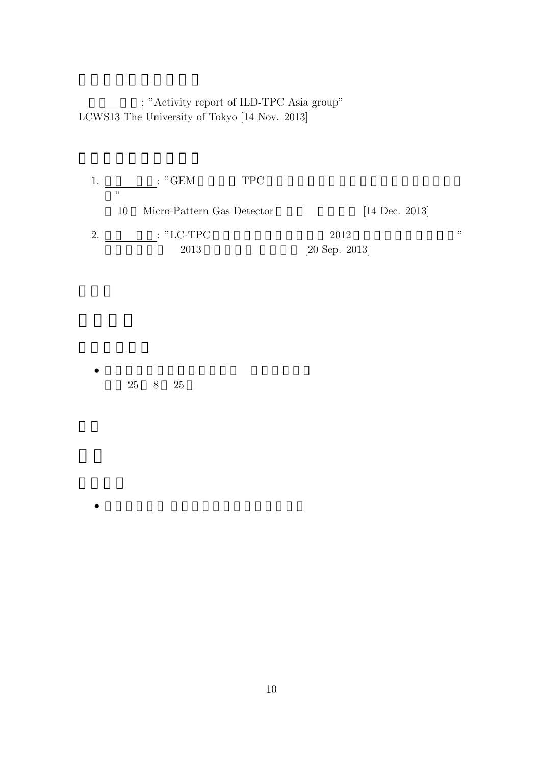: "Activity report of ILD-TPC Asia group"
LCWS13 The University of Tokyo [14 Nov. 2013]

1. : "GEM TPC "
   10 Micro-Pattern Gas Detector [14 Dec. 2013]
2. : "LC-TPC 2012 "
   2013 [20 Sep. 2013]

- 25 8 25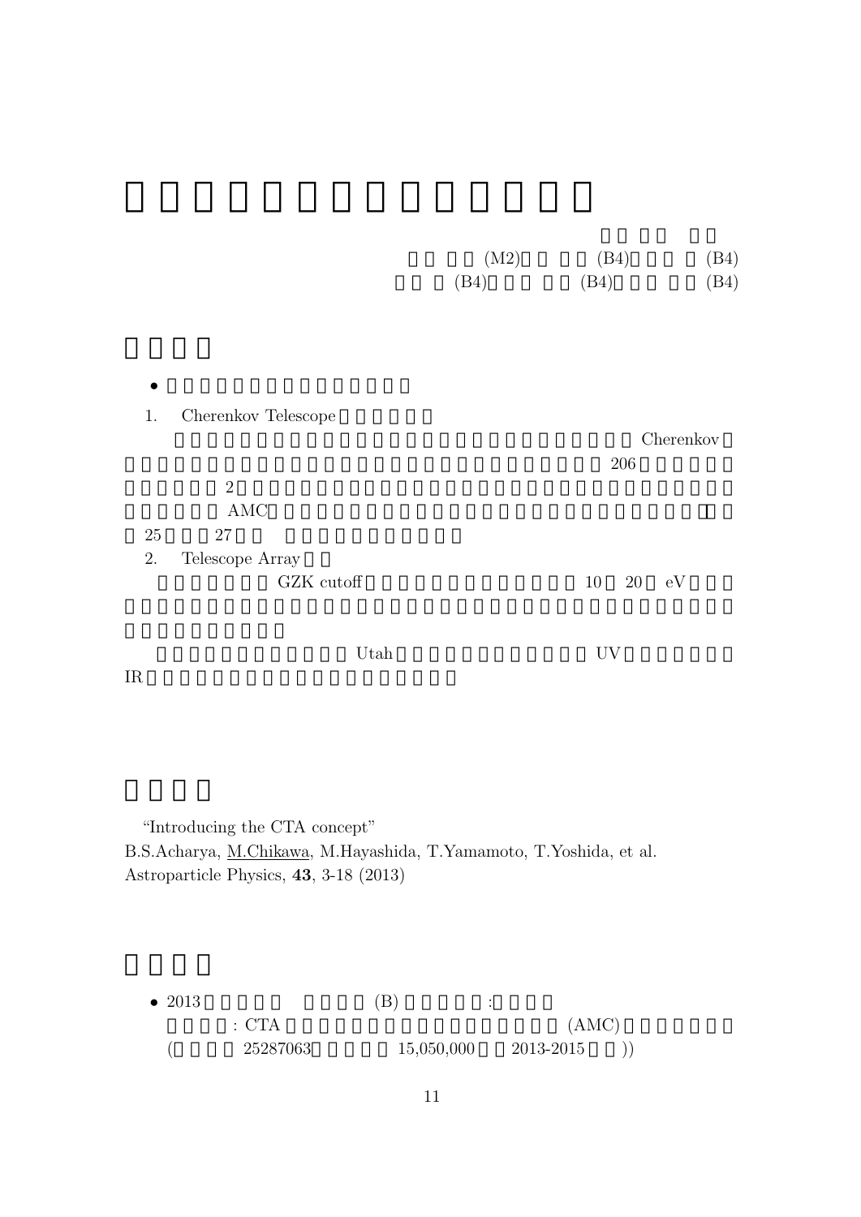(M2) (B4) (B4)
(B4) (B4) (B4)

- 

1. Cherenkov Telescope

Cherenkov
206
2
AMC
25 27

2. Telescope Array

GZK cutoff 10 20 eV

Utah UV
IR

"Introducing the CTA concept"
B.S.Acharya, M.Chikawa, M.Hayashida, T.Yamamoto, T.Yoshida, et al.
Astroparticle Physics, **43**, 3-18 (2013)

- 2013 (B) :
  : CTA (AMC)
  ( 25287063 15,050,000 2013-2015 ))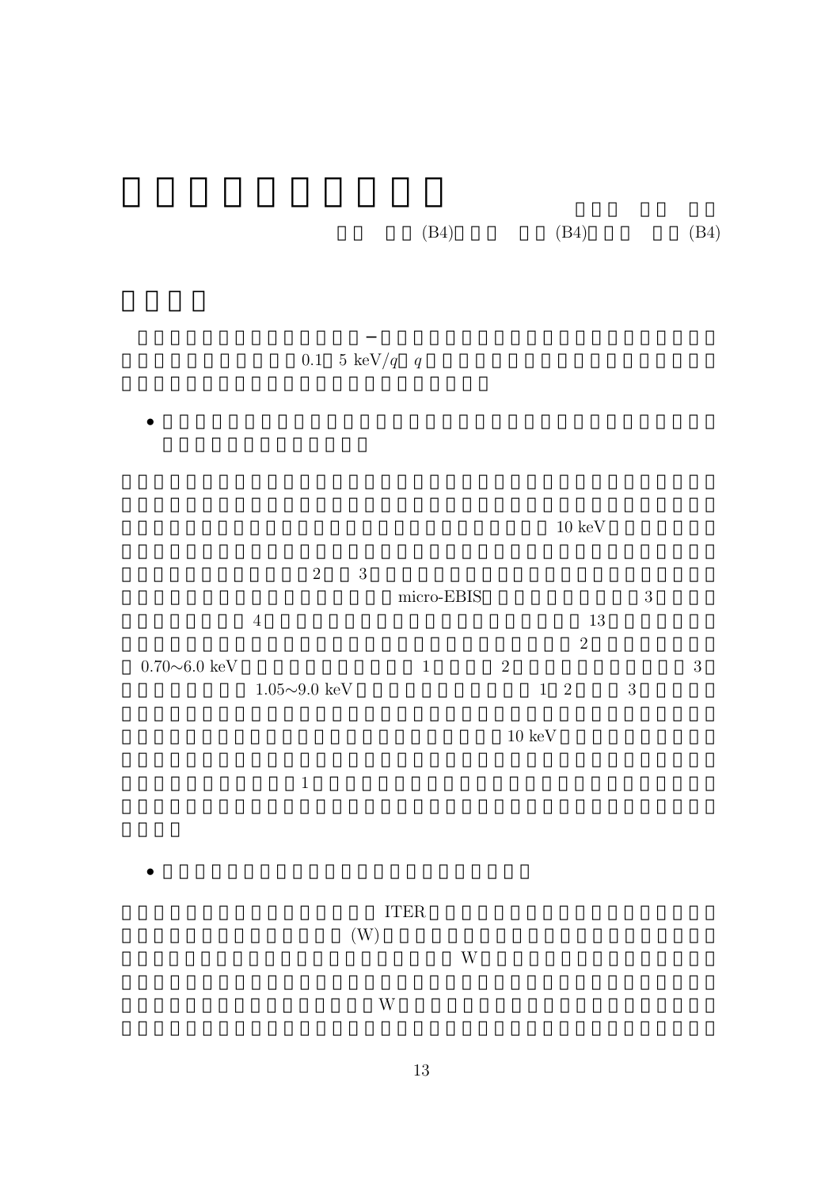(B4) (B4) (B4)

0.1 5 keV/$q$ $q$

- 

10 keV

2 3

micro-EBIS 3

4 13

2

0.70∼6.0 keV 1 2 3

1.05∼9.0 keV 1 2 3

10 keV

1

- 

ITER

(W)

W

W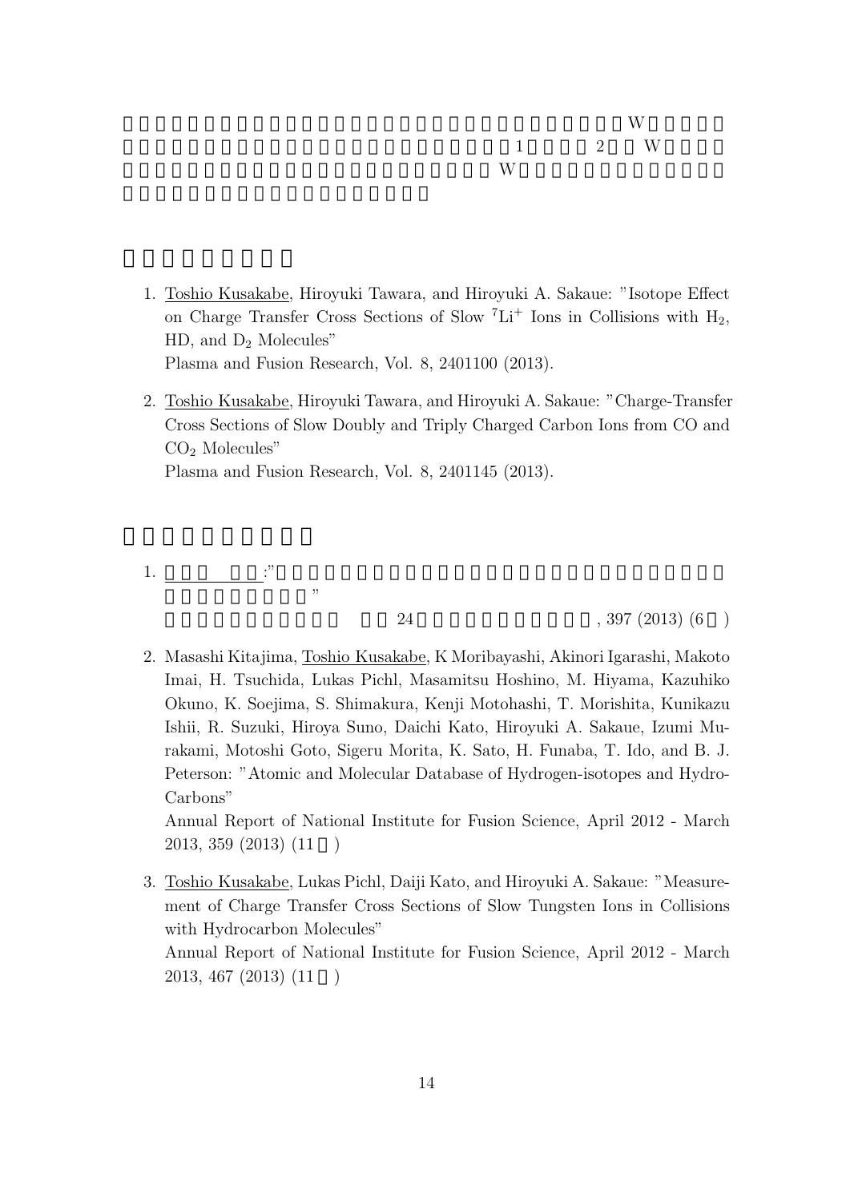W
1 2 W
W

1. Toshio Kusakabe, Hiroyuki Tawara, and Hiroyuki A. Sakaue: "Isotope Effect on Charge Transfer Cross Sections of Slow $^{7}Li^{+}$ Ions in Collisions with $H_2$, HD, and $D_2$ Molecules"
   Plasma and Fusion Research, Vol. 8, 2401100 (2013).

2. Toshio Kusakabe, Hiroyuki Tawara, and Hiroyuki A. Sakaue: "Charge-Transfer Cross Sections of Slow Doubly and Triply Charged Carbon Ions from CO and $CO_2$ Molecules"
   Plasma and Fusion Research, Vol. 8, 2401145 (2013).

1. :" "
   24 , 397 (2013) (6 )

2. Masashi Kitajima, Toshio Kusakabe, K Moribayashi, Akinori Igarashi, Makoto Imai, H. Tsuchida, Lukas Pichl, Masamitsu Hoshino, M. Hiyama, Kazuhiko Okuno, K. Soejima, S. Shimakura, Kenji Motohashi, T. Morishita, Kunikazu Ishii, R. Suzuki, Hiroya Suno, Daichi Kato, Hiroyuki A. Sakaue, Izumi Murakami, Motoshi Goto, Sigeru Morita, K. Sato, H. Funaba, T. Ido, and B. J. Peterson: "Atomic and Molecular Database of Hydrogen-isotopes and Hydro-Carbons"
   Annual Report of National Institute for Fusion Science, April 2012 - March 2013, 359 (2013) (11 )

3. Toshio Kusakabe, Lukas Pichl, Daiji Kato, and Hiroyuki A. Sakaue: "Measurement of Charge Transfer Cross Sections of Slow Tungsten Ions in Collisions with Hydrocarbon Molecules"
   Annual Report of National Institute for Fusion Science, April 2012 - March 2013, 467 (2013) (11 )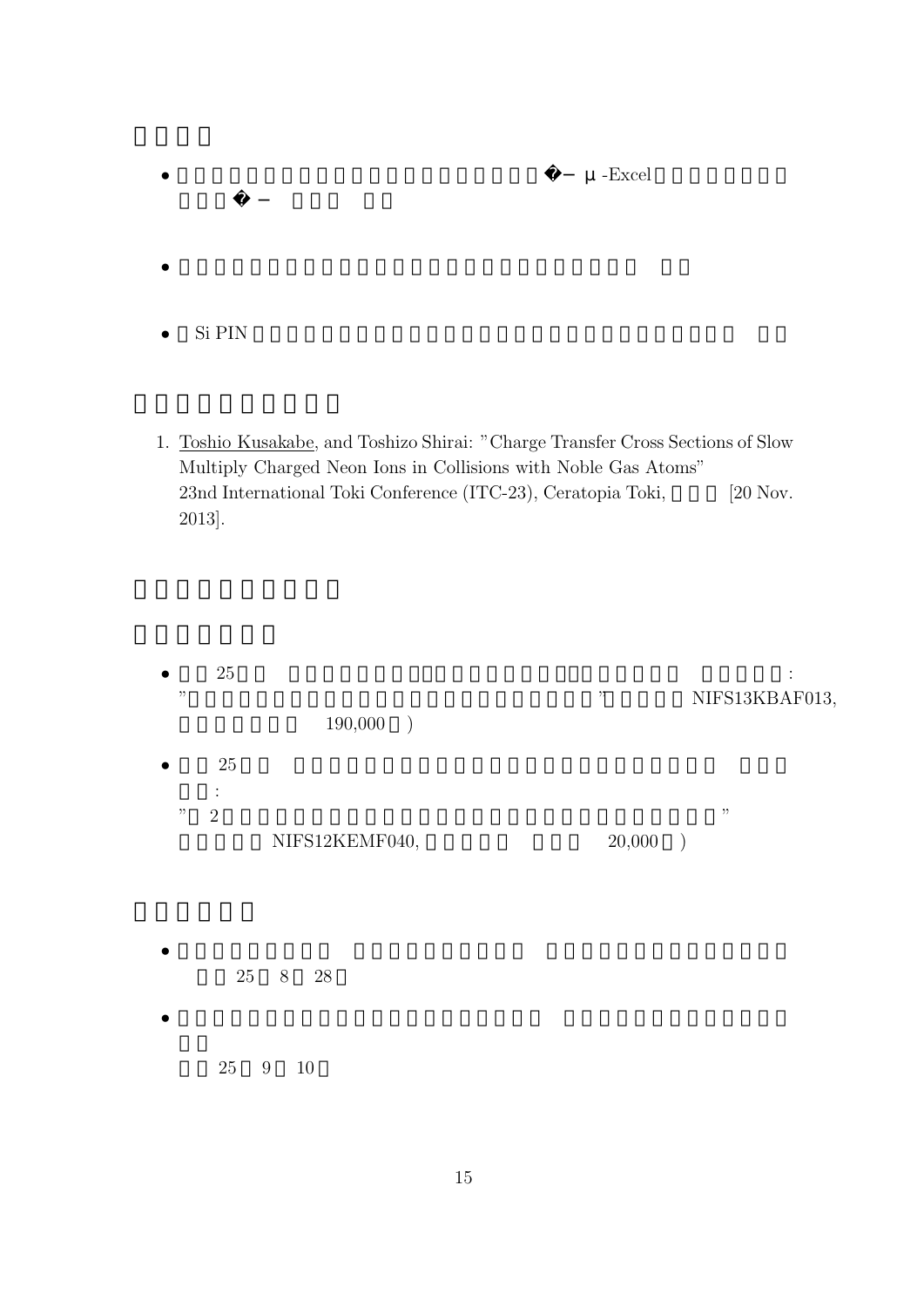- -Excel

- 

- Si PIN

1. Toshio Kusakabe, and Toshizo Shirai: "Charge Transfer Cross Sections of Slow Multiply Charged Neon Ions in Collisions with Noble Gas Atoms"
   23nd International Toki Conference (ITC-23), Ceratopia Toki, [20 Nov. 2013].

- 25 :
  " ' NIFS13KBAF013,
  190,000 )

- 25
  :
  " 2 "
  NIFS12KEMF040, 20,000 )

- 
  25 8 28

- 
  25 9 10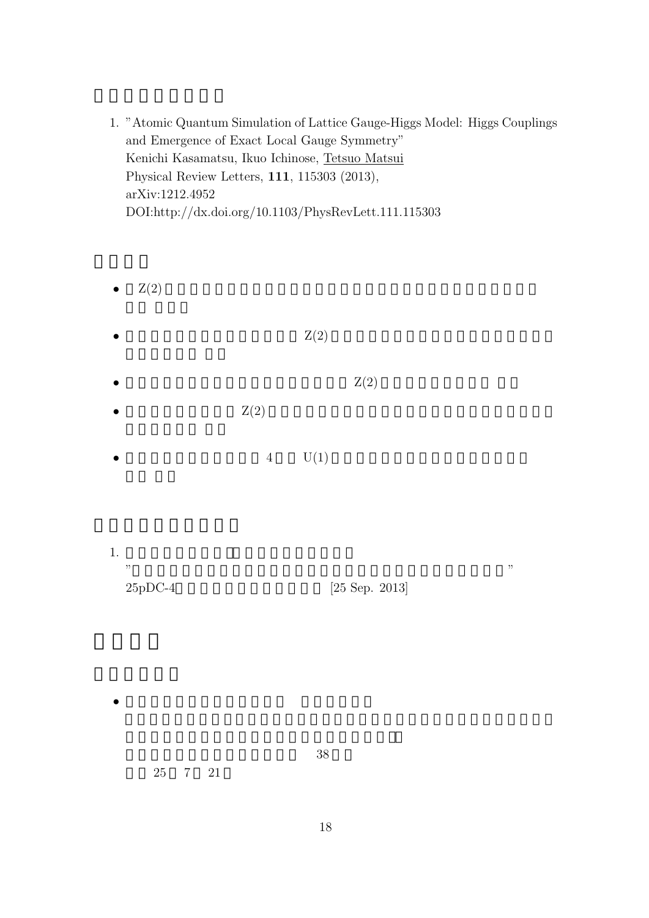1. "Atomic Quantum Simulation of Lattice Gauge-Higgs Model: Higgs Couplings and Emergence of Exact Local Gauge Symmetry"
   Kenichi Kasamatsu, Ikuo Ichinose, Tetsuo Matsui
   Physical Review Letters, **111**, 115303 (2013),
   arXiv:1212.4952
   DOI:http://dx.doi.org/10.1103/PhysRevLett.111.115303

- Z(2)
- Z(2)
- Z(2)
- Z(2)
- 4 U(1)

1.
   " "
   25pDC-4 [25 Sep. 2013]

- 38
  25 7 21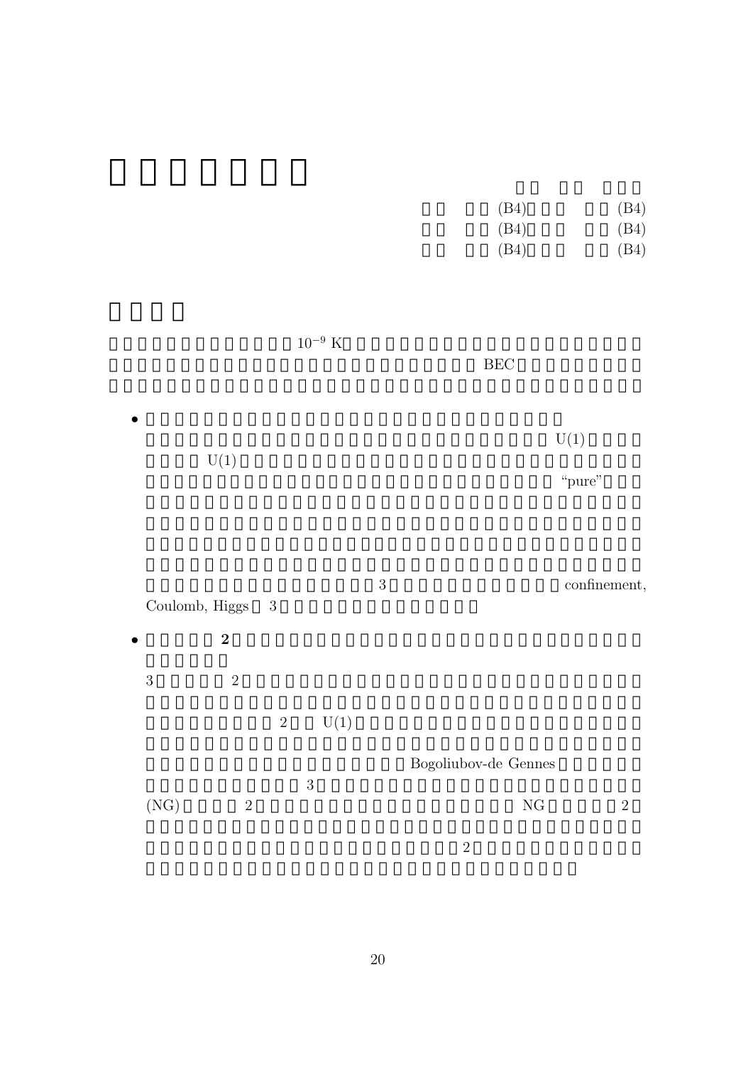(B4) (B4)
(B4) (B4)
(B4) (B4)

$10^{-9}$ K BEC

- U(1) U(1) "pure" 3 confinement, Coulomb, Higgs 3

- **2**

  3 2 2 U(1) Bogoliubov-de Gennes 3 (NG) 2 NG 2 2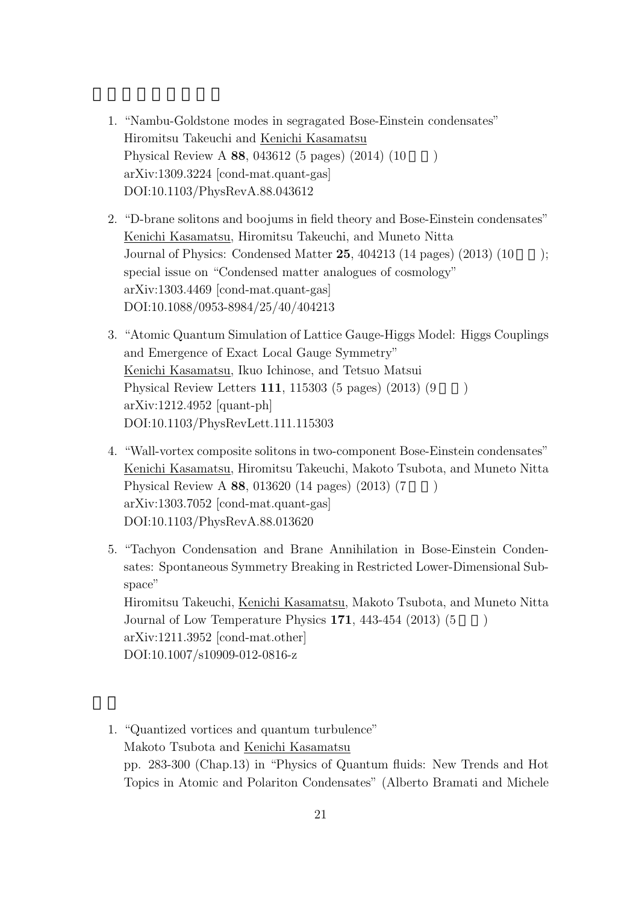1. "Nambu-Goldstone modes in segragated Bose-Einstein condensates"
   Hiromitsu Takeuchi and Kenichi Kasamatsu
   Physical Review A **88**, 043612 (5 pages) (2014) (10 )
   arXiv:1309.3224 [cond-mat.quant-gas]
   DOI:10.1103/PhysRevA.88.043612

2. "D-brane solitons and boojums in field theory and Bose-Einstein condensates"
   Kenichi Kasamatsu, Hiromitsu Takeuchi, and Muneto Nitta
   Journal of Physics: Condensed Matter **25**, 404213 (14 pages) (2013) (10 );
   special issue on "Condensed matter analogues of cosmology"
   arXiv:1303.4469 [cond-mat.quant-gas]
   DOI:10.1088/0953-8984/25/40/404213

3. "Atomic Quantum Simulation of Lattice Gauge-Higgs Model: Higgs Couplings and Emergence of Exact Local Gauge Symmetry"
   Kenichi Kasamatsu, Ikuo Ichinose, and Tetsuo Matsui
   Physical Review Letters **111**, 115303 (5 pages) (2013) (9 )
   arXiv:1212.4952 [quant-ph]
   DOI:10.1103/PhysRevLett.111.115303

4. "Wall-vortex composite solitons in two-component Bose-Einstein condensates"
   Kenichi Kasamatsu, Hiromitsu Takeuchi, Makoto Tsubota, and Muneto Nitta
   Physical Review A **88**, 013620 (14 pages) (2013) (7 )
   arXiv:1303.7052 [cond-mat.quant-gas]
   DOI:10.1103/PhysRevA.88.013620

5. "Tachyon Condensation and Brane Annihilation in Bose-Einstein Condensates: Spontaneous Symmetry Breaking in Restricted Lower-Dimensional Subspace"
   Hiromitsu Takeuchi, Kenichi Kasamatsu, Makoto Tsubota, and Muneto Nitta
   Journal of Low Temperature Physics **171**, 443-454 (2013) (5 )
   arXiv:1211.3952 [cond-mat.other]
   DOI:10.1007/s10909-012-0816-z

1. "Quantized vortices and quantum turbulence"
   Makoto Tsubota and Kenichi Kasamatsu
   pp. 283-300 (Chap.13) in "Physics of Quantum fluids: New Trends and Hot Topics in Atomic and Polariton Condensates" (Alberto Bramati and Michele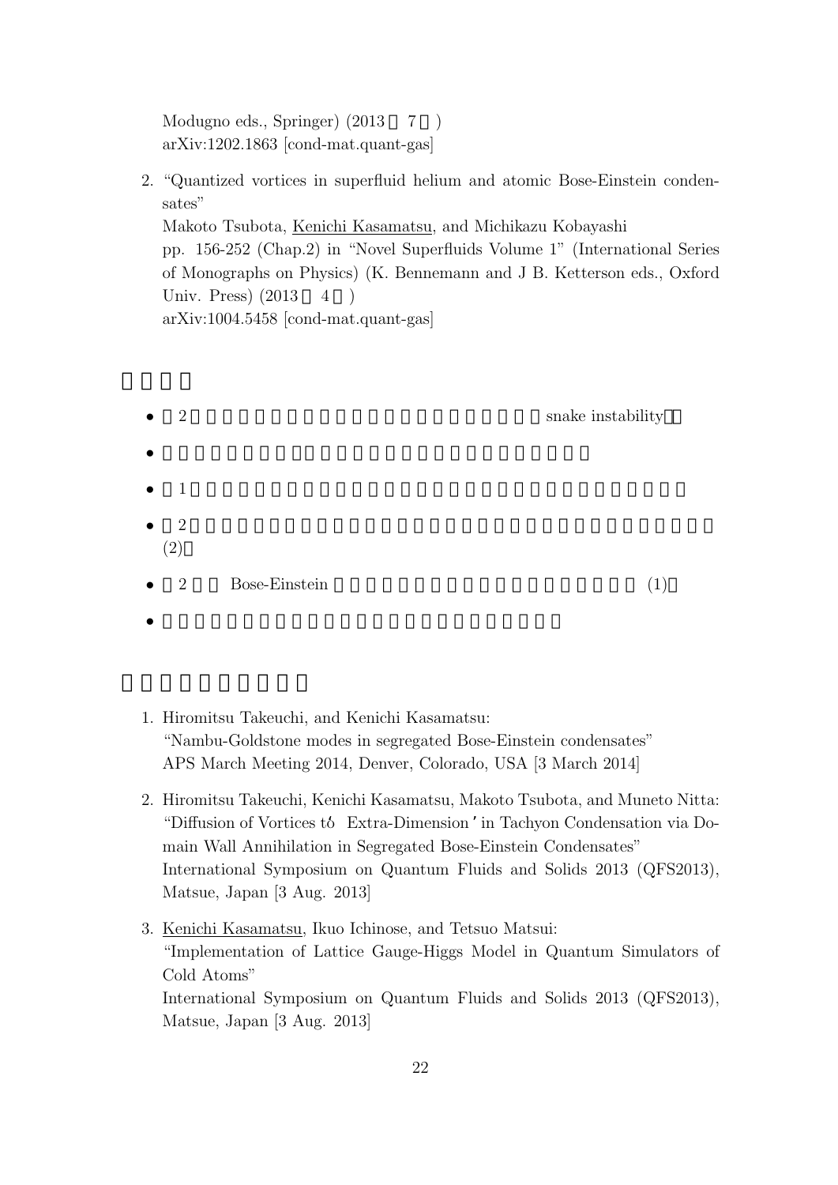Modugno eds., Springer) (2013 7 )
arXiv:1202.1863 [cond-mat.quant-gas]

2. "Quantized vortices in superfluid helium and atomic Bose-Einstein condensates"
   Makoto Tsubota, Kenichi Kasamatsu, and Michikazu Kobayashi
   pp. 156-252 (Chap.2) in "Novel Superfluids Volume 1" (International Series of Monographs on Physics) (K. Bennemann and J B. Ketterson eds., Oxford Univ. Press) (2013 4 )
   arXiv:1004.5458 [cond-mat.quant-gas]

- 2 snake instability
- 
- 1
- 2 (2)
- 2 Bose-Einstein (1)
- 

1. Hiromitsu Takeuchi, and Kenichi Kasamatsu:
   "Nambu-Goldstone modes in segregated Bose-Einstein condensates"
   APS March Meeting 2014, Denver, Colorado, USA [3 March 2014]

2. Hiromitsu Takeuchi, Kenichi Kasamatsu, Makoto Tsubota, and Muneto Nitta:
   "Diffusion of Vortices to Extra-Dimension' in Tachyon Condensation via Domain Wall Annihilation in Segregated Bose-Einstein Condensates"
   International Symposium on Quantum Fluids and Solids 2013 (QFS2013), Matsue, Japan [3 Aug. 2013]

3. Kenichi Kasamatsu, Ikuo Ichinose, and Tetsuo Matsui:
   "Implementation of Lattice Gauge-Higgs Model in Quantum Simulators of Cold Atoms"
   International Symposium on Quantum Fluids and Solids 2013 (QFS2013), Matsue, Japan [3 Aug. 2013]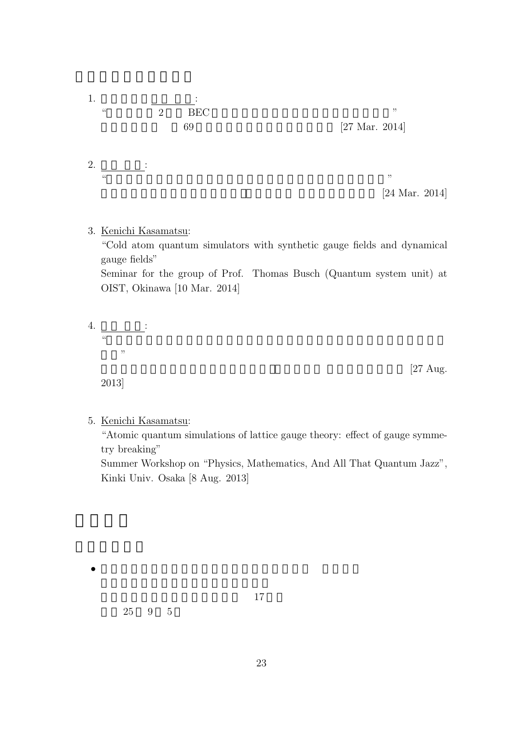1. :

   “ 2 BEC ”

   69 [27 Mar. 2014]

2. :

   “ ”

   [24 Mar. 2014]

3. Kenichi Kasamatsu:

   “Cold atom quantum simulators with synthetic gauge fields and dynamical gauge fields”

   Seminar for the group of Prof. Thomas Busch (Quantum system unit) at OIST, Okinawa [10 Mar. 2014]

4. :

   “ ”

   [27 Aug. 2013]

5. Kenichi Kasamatsu:

   “Atomic quantum simulations of lattice gauge theory: effect of gauge symmetry breaking”

   Summer Workshop on “Physics, Mathematics, And All That Quantum Jazz”, Kinki Univ. Osaka [8 Aug. 2013]

- 17

  25 9 5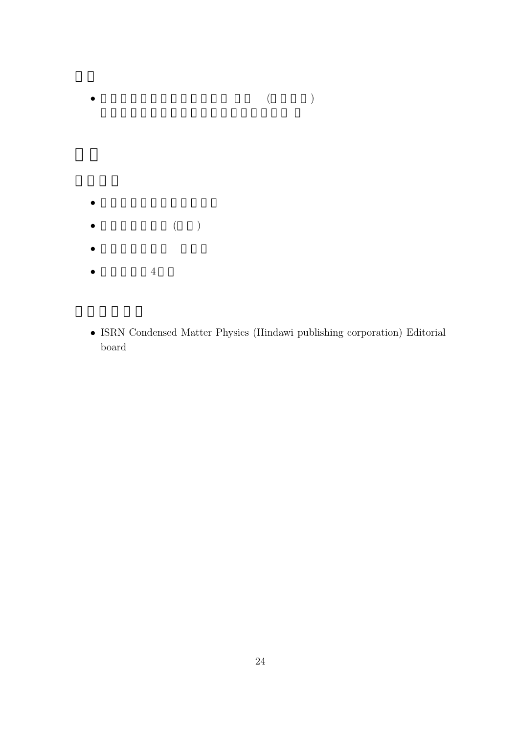## □□

- □□□□□□□□□□□□□ □□ (□□□□)
  □□□□□□□□□□□□□□□□□□□□ □

# □□

## □□□□

- □□□□□□□□□□□□
- □□□□□□□ (□□)
- □□□□□□□ □□□
- □□□□□4□□

## □□□□□

- ISRN Condensed Matter Physics (Hindawi publishing corporation) Editorial board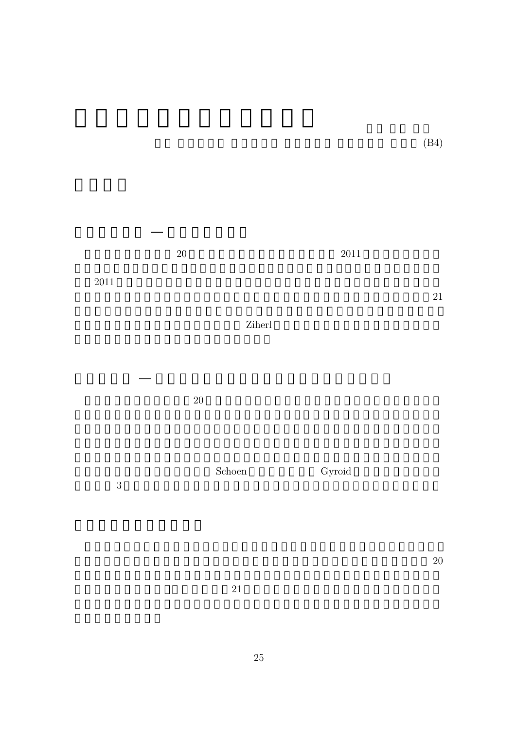(B4)

20 2011

2011

21

Ziherl

20

Schoen Gyroid

3

20

21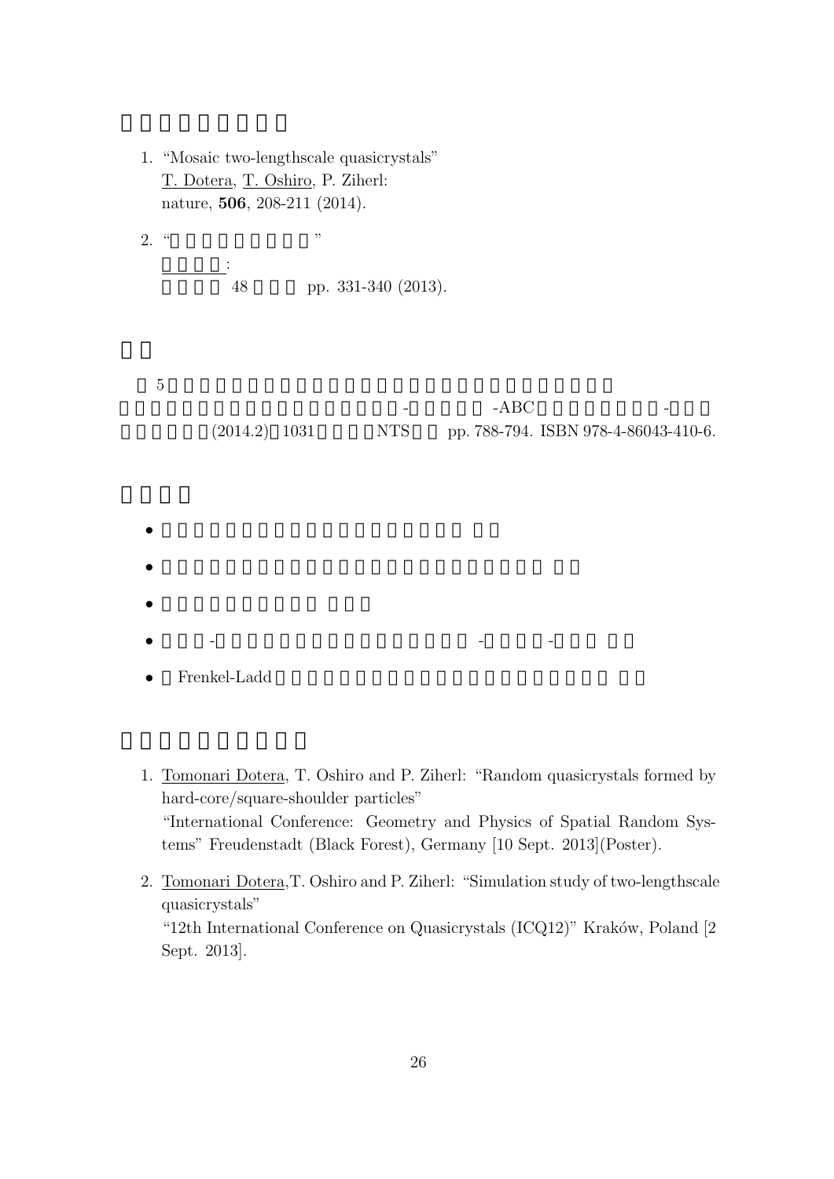1. "Mosaic two-lengthscale quasicrystals"
   T. Dotera, T. Oshiro, P. Ziherl:
   nature, **506**, 208-211 (2014).

2. "                    "
   :
   48      pp. 331-340 (2013).

5

-        -ABC        -
(2014.2) 1031      NTS    pp. 788-794. ISBN 978-4-86043-410-6.

-
-
-
- -          -    -
- Frenkel-Ladd

1. Tomonari Dotera, T. Oshiro and P. Ziherl: "Random quasicrystals formed by hard-core/square-shoulder particles"
   "International Conference: Geometry and Physics of Spatial Random Systems" Freudenstadt (Black Forest), Germany [10 Sept. 2013](Poster).

2. Tomonari Dotera,T. Oshiro and P. Ziherl: "Simulation study of two-lengthscale quasicrystals"
   "12th International Conference on Quasicrystals (ICQ12)" Kraków, Poland [2 Sept. 2013].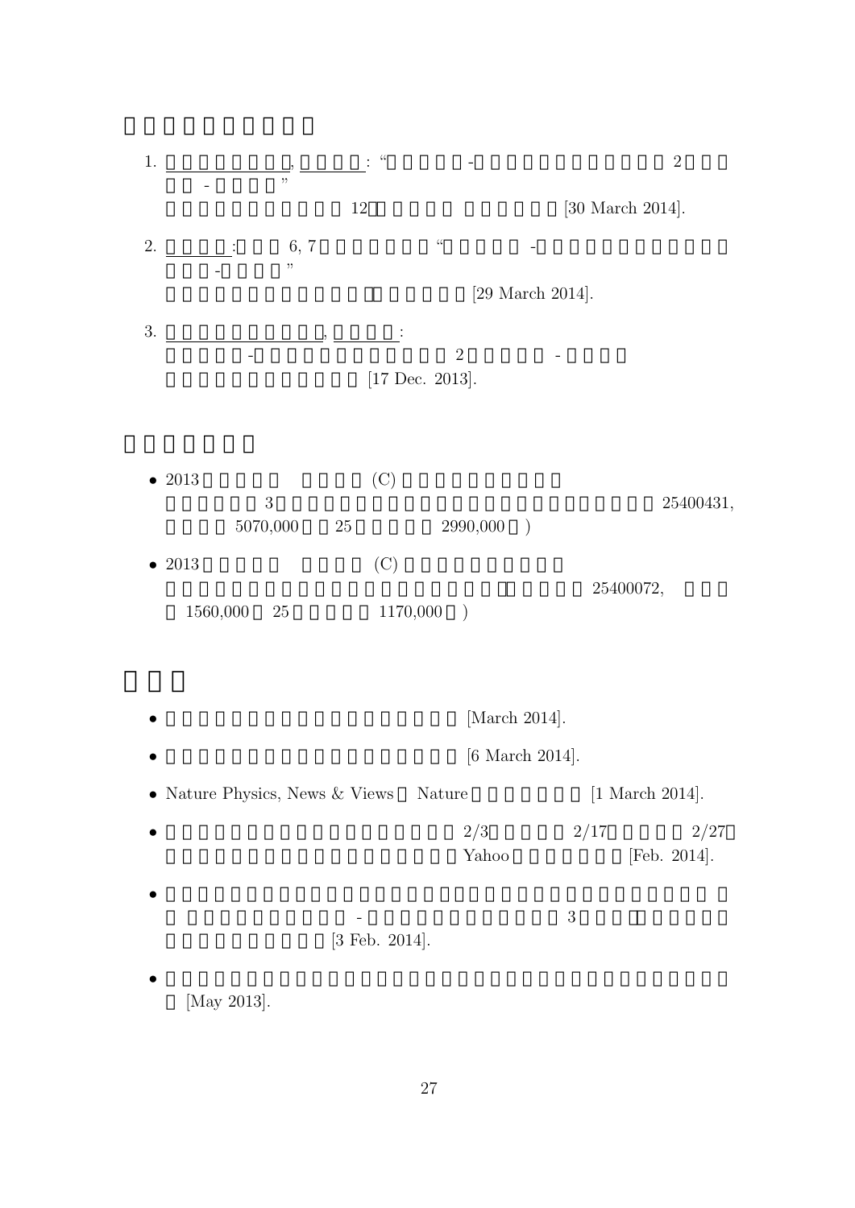1. , : " - 2 - "
   12 [30 March 2014].

2. : 6, 7 " - - "
   [29 March 2014].

3. , :
   - 2 -
   [17 Dec. 2013].

- 2013 (C)
  3 25400431,
  5070,000 25 2990,000 )

- 2013 (C)
  25400072,
  1560,000 25 1170,000 )

- [March 2014].
- [6 March 2014].
- Nature Physics, News & Views Nature [1 March 2014].
- 2/3 2/17 2/27
  Yahoo [Feb. 2014].
- - 3
  [3 Feb. 2014].
- [May 2013].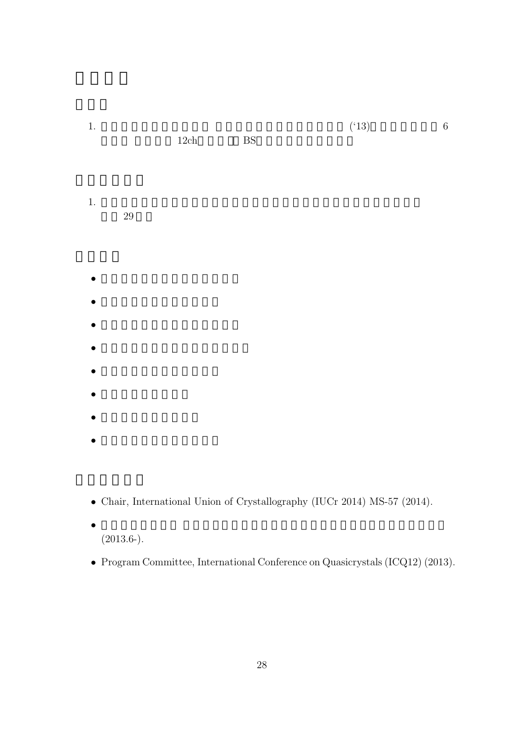1. ('13) 6 12ch BS

1. 29

- Chair, International Union of Crystallography (IUCr 2014) MS-57 (2014).
- (2013.6-).
- Program Committee, International Conference on Quasicrystals (ICQ12) (2013).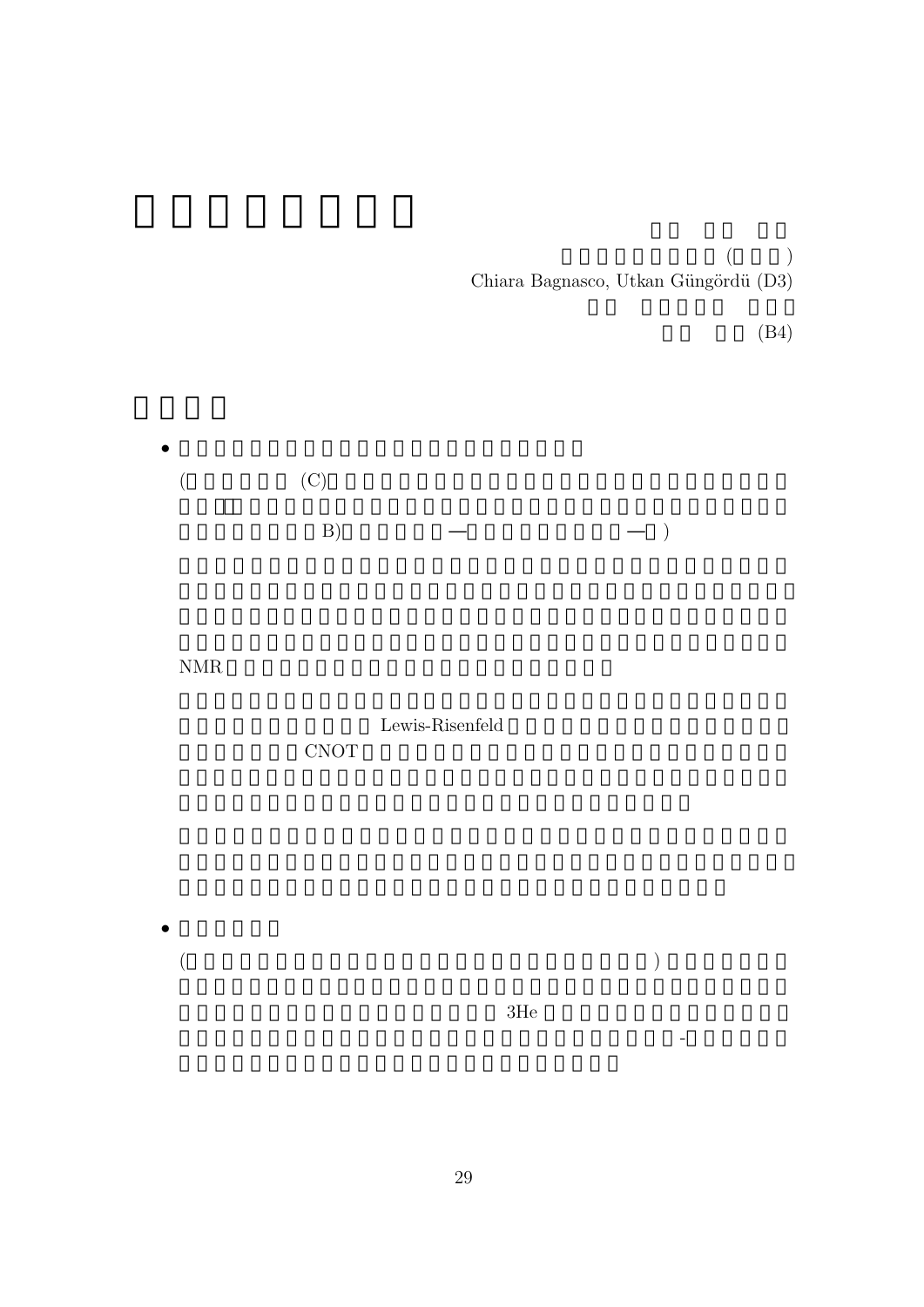(    )

Chiara Bagnasco, Utkan Güngördü (D3)

(B4)

- (C) B) — — )

  NMR

  Lewis-Risenfeld CNOT

- ( ) 3He -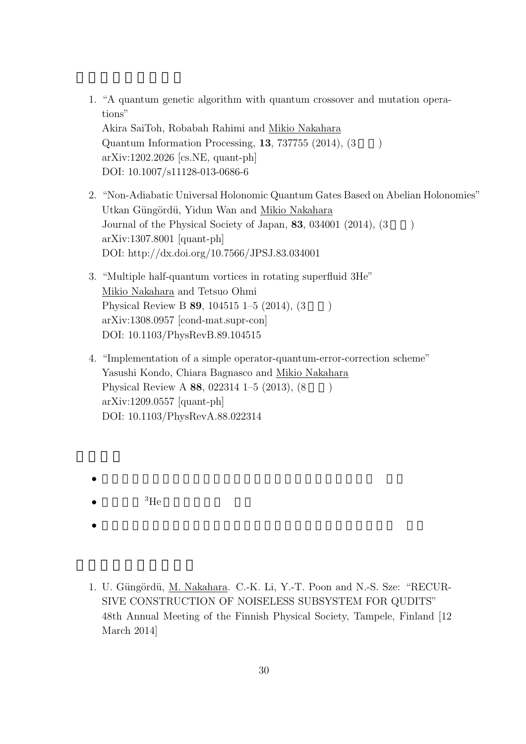1. "A quantum genetic algorithm with quantum crossover and mutation operations"
   Akira SaiToh, Robabah Rahimi and Mikio Nakahara
   Quantum Information Processing, **13**, 737755 (2014), (3 )
   arXiv:1202.2026 [cs.NE, quant-ph]
   DOI: 10.1007/s11128-013-0686-6

2. "Non-Adiabatic Universal Holonomic Quantum Gates Based on Abelian Holonomies"
   Utkan Güngördü, Yidun Wan and Mikio Nakahara
   Journal of the Physical Society of Japan, **83**, 034001 (2014), (3 )
   arXiv:1307.8001 [quant-ph]
   DOI: http://dx.doi.org/10.7566/JPSJ.83.034001

3. "Multiple half-quantum vortices in rotating superfluid 3He"
   Mikio Nakahara and Tetsuo Ohmi
   Physical Review B **89**, 104515 1–5 (2014), (3 )
   arXiv:1308.0957 [cond-mat.supr-con]
   DOI: 10.1103/PhysRevB.89.104515

4. "Implementation of a simple operator-quantum-error-correction scheme"
   Yasushi Kondo, Chiara Bagnasco and Mikio Nakahara
   Physical Review A **88**, 022314 1–5 (2013), (8 )
   arXiv:1209.0557 [quant-ph]
   DOI: 10.1103/PhysRevA.88.022314

- $^{3}$He

1. U. Güngördü, M. Nakahara. C.-K. Li, Y.-T. Poon and N.-S. Sze: "RECURSIVE CONSTRUCTION OF NOISELESS SUBSYSTEM FOR QUDITS"
   48th Annual Meeting of the Finnish Physical Society, Tampele, Finland [12 March 2014]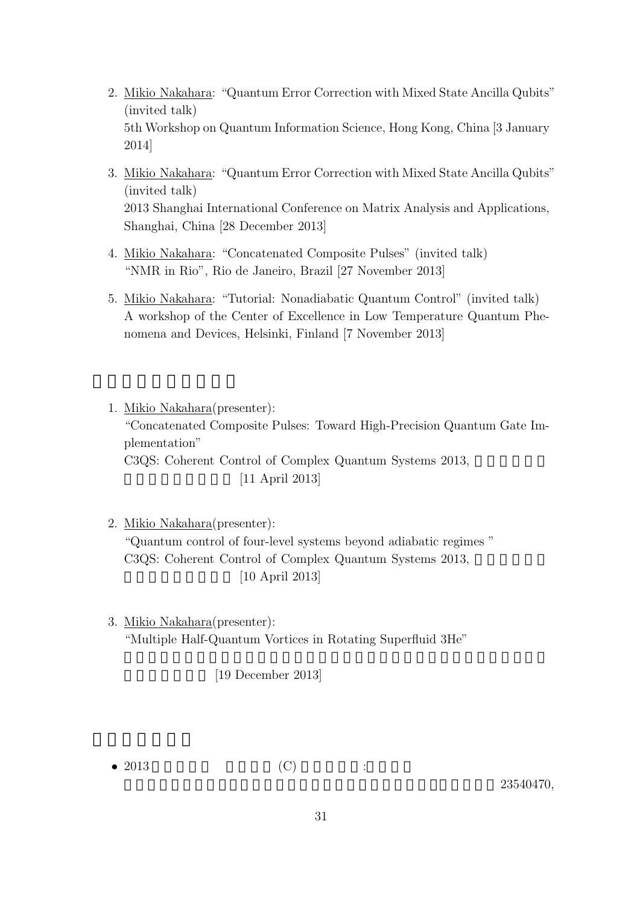2. Mikio Nakahara: "Quantum Error Correction with Mixed State Ancilla Qubits" (invited talk)
   5th Workshop on Quantum Information Science, Hong Kong, China [3 January 2014]

3. Mikio Nakahara: "Quantum Error Correction with Mixed State Ancilla Qubits" (invited talk)
   2013 Shanghai International Conference on Matrix Analysis and Applications, Shanghai, China [28 December 2013]

4. Mikio Nakahara: "Concatenated Composite Pulses" (invited talk)
   "NMR in Rio", Rio de Janeiro, Brazil [27 November 2013]

5. Mikio Nakahara: "Tutorial: Nonadiabatic Quantum Control" (invited talk)
   A workshop of the Center of Excellence in Low Temperature Quantum Phenomena and Devices, Helsinki, Finland [7 November 2013]

1. Mikio Nakahara(presenter):
   "Concatenated Composite Pulses: Toward High-Precision Quantum Gate Implementation"
   C3QS: Coherent Control of Complex Quantum Systems 2013,
   [11 April 2013]

2. Mikio Nakahara(presenter):
   "Quantum control of four-level systems beyond adiabatic regimes "
   C3QS: Coherent Control of Complex Quantum Systems 2013,
   [10 April 2013]

3. Mikio Nakahara(presenter):
   "Multiple Half-Quantum Vortices in Rotating Superfluid 3He"
   [19 December 2013]

- 2013 (C) :
  23540470,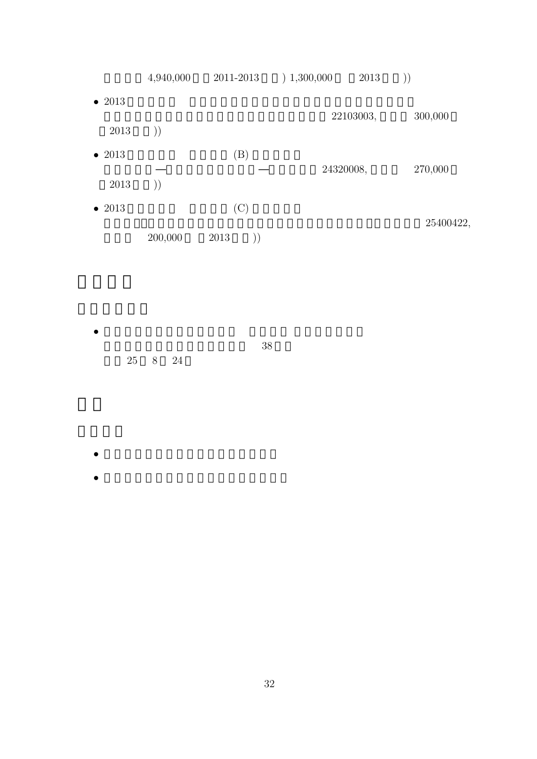4,940,000 2011-2013 ) 1,300,000 2013 ))

- 2013 22103003, 300,000 2013 ))
- 2013 (B) — — 24320008, 270,000 2013 ))
- 2013 (C) 25400422, 200,000 2013 ))

- 38 25 8 24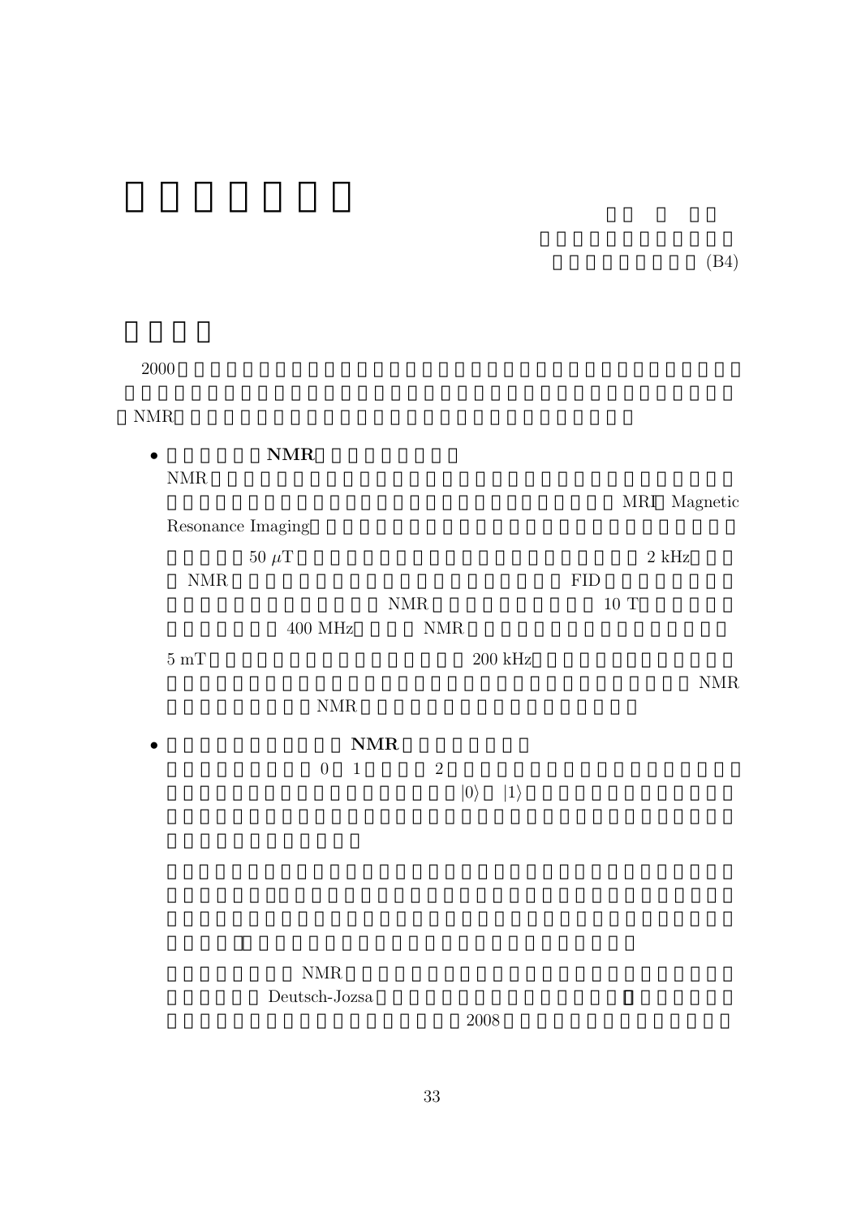(B4)

2000

NMR

- **NMR**

  NMR

  MRI Magnetic Resonance Imaging

  50 $\mu$T 2 kHz

  NMR FID

  NMR 10 T

  400 MHz NMR

  5 mT 200 kHz

  NMR

  NMR

- **NMR**

  0 1 2

  $|0\rangle$ $|1\rangle$

  NMR

  Deutsch-Jozsa

  2008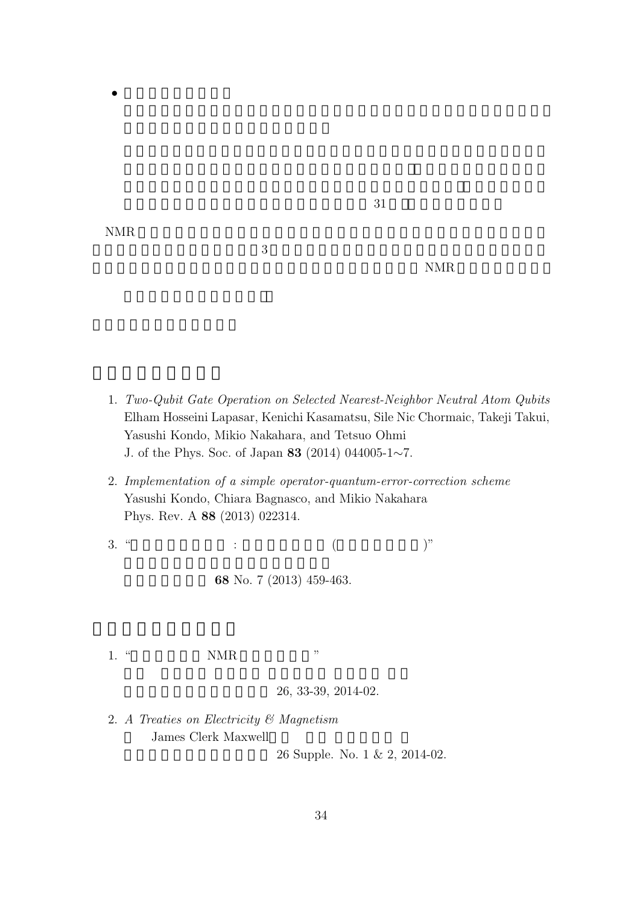- 

31

NMR

3

NMR

## 

1. *Two-Qubit Gate Operation on Selected Nearest-Neighbor Neutral Atom Qubits*
   Elham Hosseini Lapasar, Kenichi Kasamatsu, Sile Nic Chormaic, Takeji Takui, Yasushi Kondo, Mikio Nakahara, and Tetsuo Ohmi
   J. of the Phys. Soc. of Japan **83** (2014) 044005-1∼7.

2. *Implementation of a simple operator-quantum-error-correction scheme*
   Yasushi Kondo, Chiara Bagnasco, and Mikio Nakahara
   Phys. Rev. A **88** (2013) 022314.

3. " : ( )"

   **68** No. 7 (2013) 459-463.

## 

1. " NMR "

   26, 33-39, 2014-02.

2. *A Treaties on Electricity & Magnetism*
   James Clerk Maxwell
   26 Supple. No. 1 & 2, 2014-02.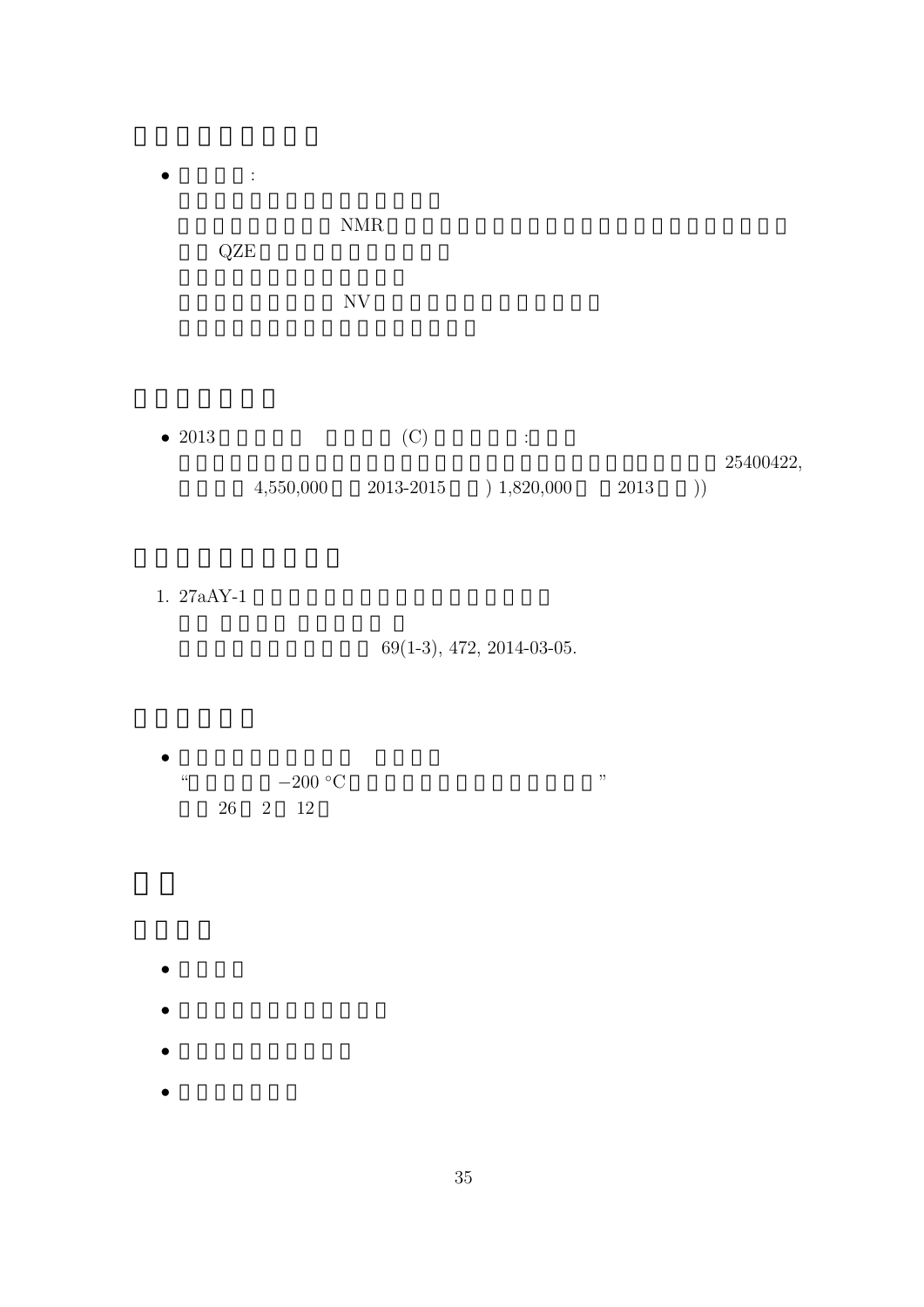- :

NMR

QZE

NV

- 2013 (C) :
25400422,
4,550,000 2013-2015 ) 1,820,000 2013 ))

1. 27aAY-1
69(1-3), 472, 2014-03-05.

- “ $-200\ ^\circ\mathrm{C}$ ”
26 2 12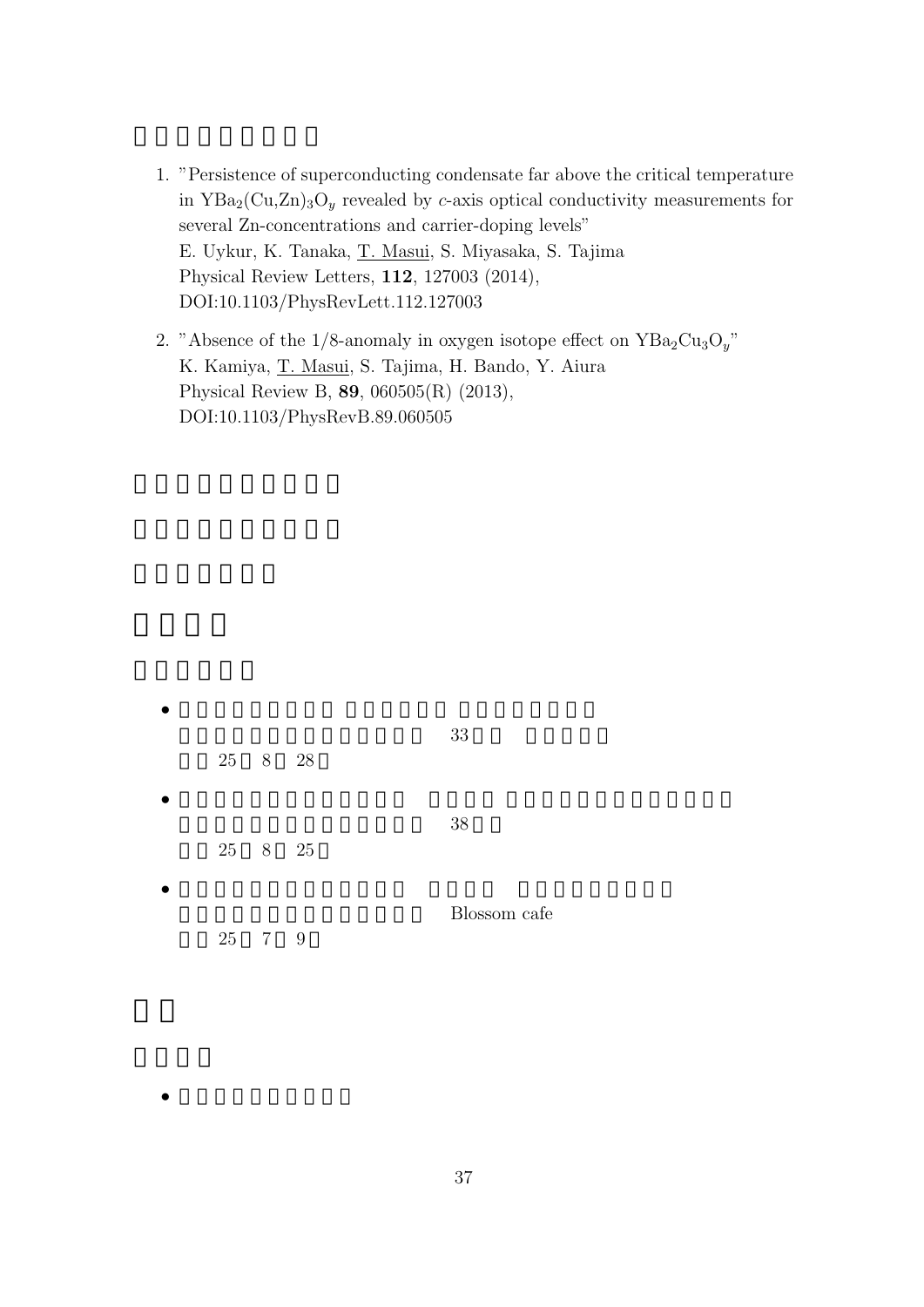1. "Persistence of superconducting condensate far above the critical temperature in $YBa_2(Cu,Zn)_3O_y$ revealed by $c$-axis optical conductivity measurements for several Zn-concentrations and carrier-doping levels"
   E. Uykur, K. Tanaka, T. Masui, S. Miyasaka, S. Tajima
   Physical Review Letters, **112**, 127003 (2014),
   DOI:10.1103/PhysRevLett.112.127003

2. "Absence of the 1/8-anomaly in oxygen isotope effect on $YBa_2Cu_3O_y$"
   K. Kamiya, T. Masui, S. Tajima, H. Bando, Y. Aiura
   Physical Review B, **89**, 060505(R) (2013),
   DOI:10.1103/PhysRevB.89.060505

- 33
  25 8 28

- 38
  25 8 25

- Blossom cafe
  25 7 9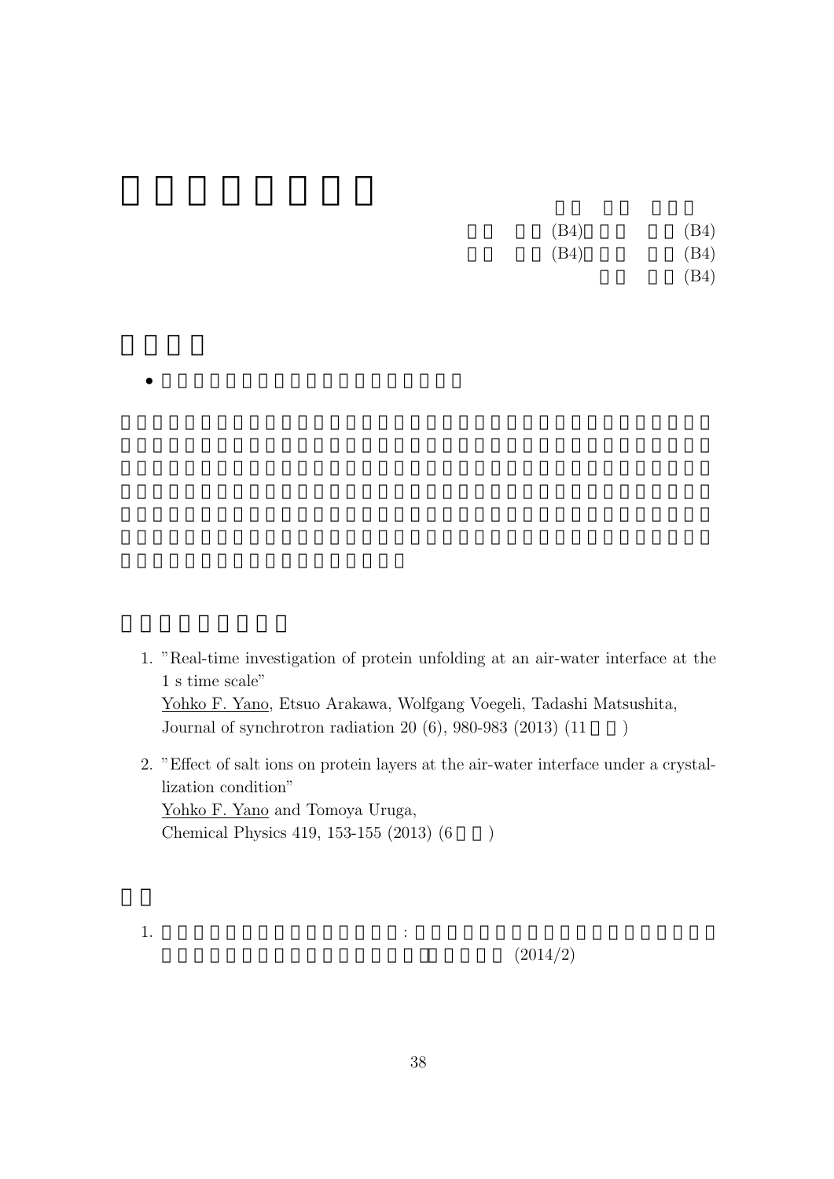(B4) (B4)

(B4) (B4)

(B4)

1. "Real-time investigation of protein unfolding at an air-water interface at the 1 s time scale"
   Yohko F. Yano, Etsuo Arakawa, Wolfgang Voegeli, Tadashi Matsushita,
   Journal of synchrotron radiation 20 (6), 980-983 (2013) (11 )

2. "Effect of salt ions on protein layers at the air-water interface under a crystallization condition"
   Yohko F. Yano and Tomoya Uruga,
   Chemical Physics 419, 153-155 (2013) (6 )

1. : (2014/2)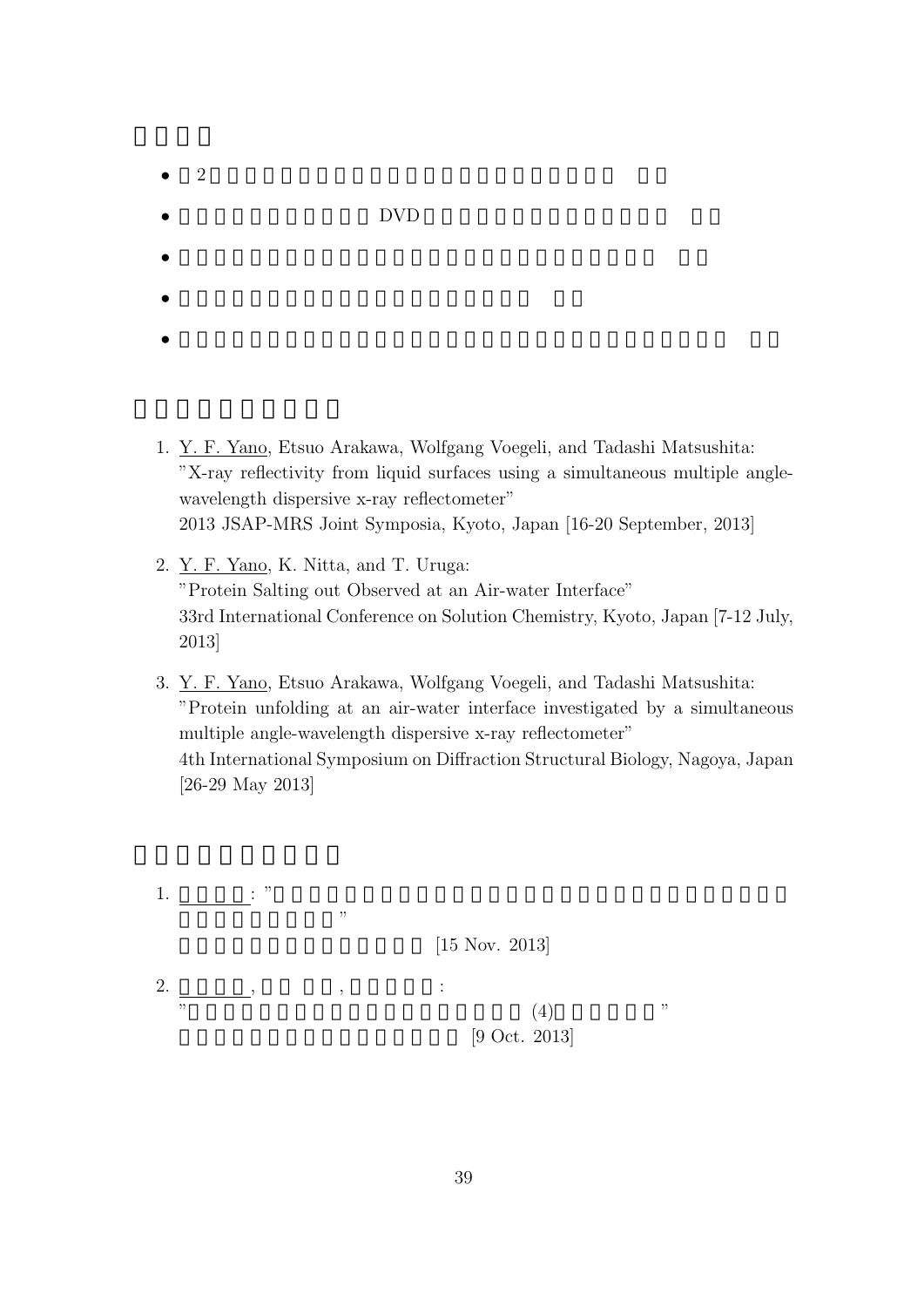- 2
- DVD

1. Y. F. Yano, Etsuo Arakawa, Wolfgang Voegeli, and Tadashi Matsushita:
   "X-ray reflectivity from liquid surfaces using a simultaneous multiple angle-wavelength dispersive x-ray reflectometer"
   2013 JSAP-MRS Joint Symposia, Kyoto, Japan [16-20 September, 2013]

2. Y. F. Yano, K. Nitta, and T. Uruga:
   "Protein Salting out Observed at an Air-water Interface"
   33rd International Conference on Solution Chemistry, Kyoto, Japan [7-12 July, 2013]

3. Y. F. Yano, Etsuo Arakawa, Wolfgang Voegeli, and Tadashi Matsushita:
   "Protein unfolding at an air-water interface investigated by a simultaneous multiple angle-wavelength dispersive x-ray reflectometer"
   4th International Symposium on Diffraction Structural Biology, Nagoya, Japan [26-29 May 2013]

1. : " "
   [15 Nov. 2013]

2. , , :
   " (4) "
   [9 Oct. 2013]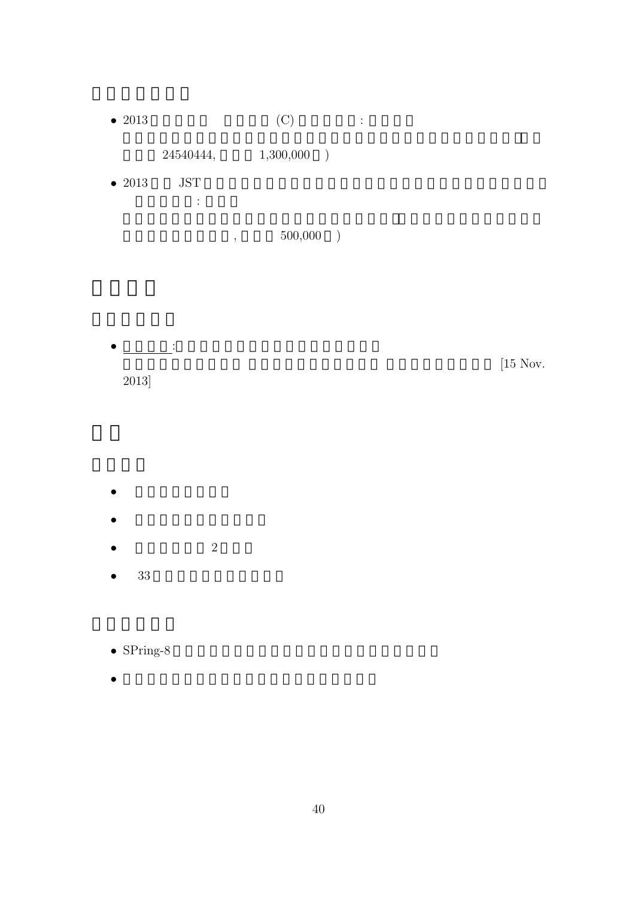- 2013 (C) :
  24540444, 1,300,000 )
- 2013 JST
  :
  , 500,000 )

- :
  [15 Nov. 2013]

- 2
- 33

- SPring-8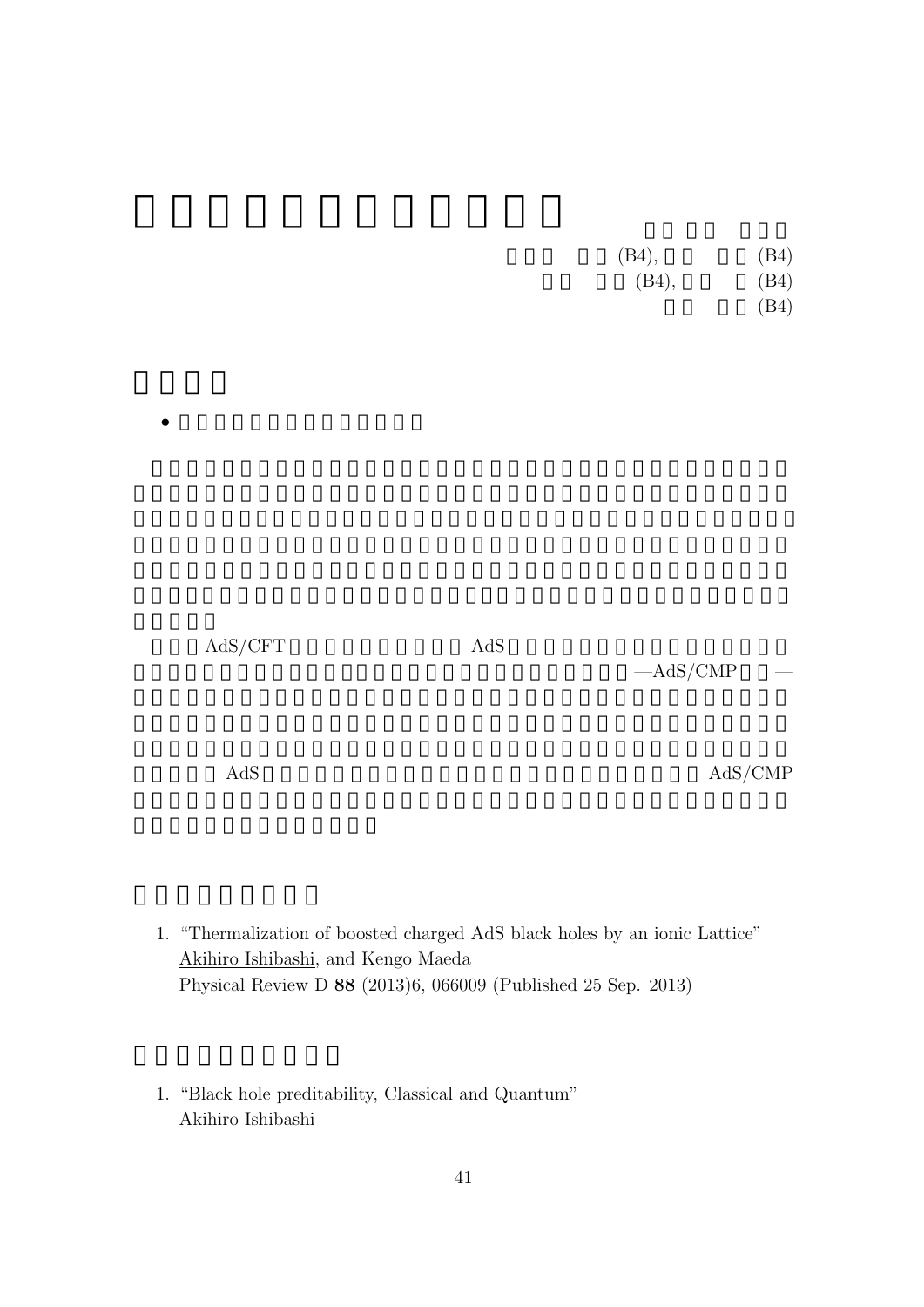(B4), (B4)
(B4), (B4)
(B4)

AdS/CFT AdS
—AdS/CMP —

AdS AdS/CMP

1. "Thermalization of boosted charged AdS black holes by an ionic Lattice"
   Akihiro Ishibashi, and Kengo Maeda
   Physical Review D **88** (2013)6, 066009 (Published 25 Sep. 2013)

1. "Black hole preditability, Classical and Quantum"
   Akihiro Ishibashi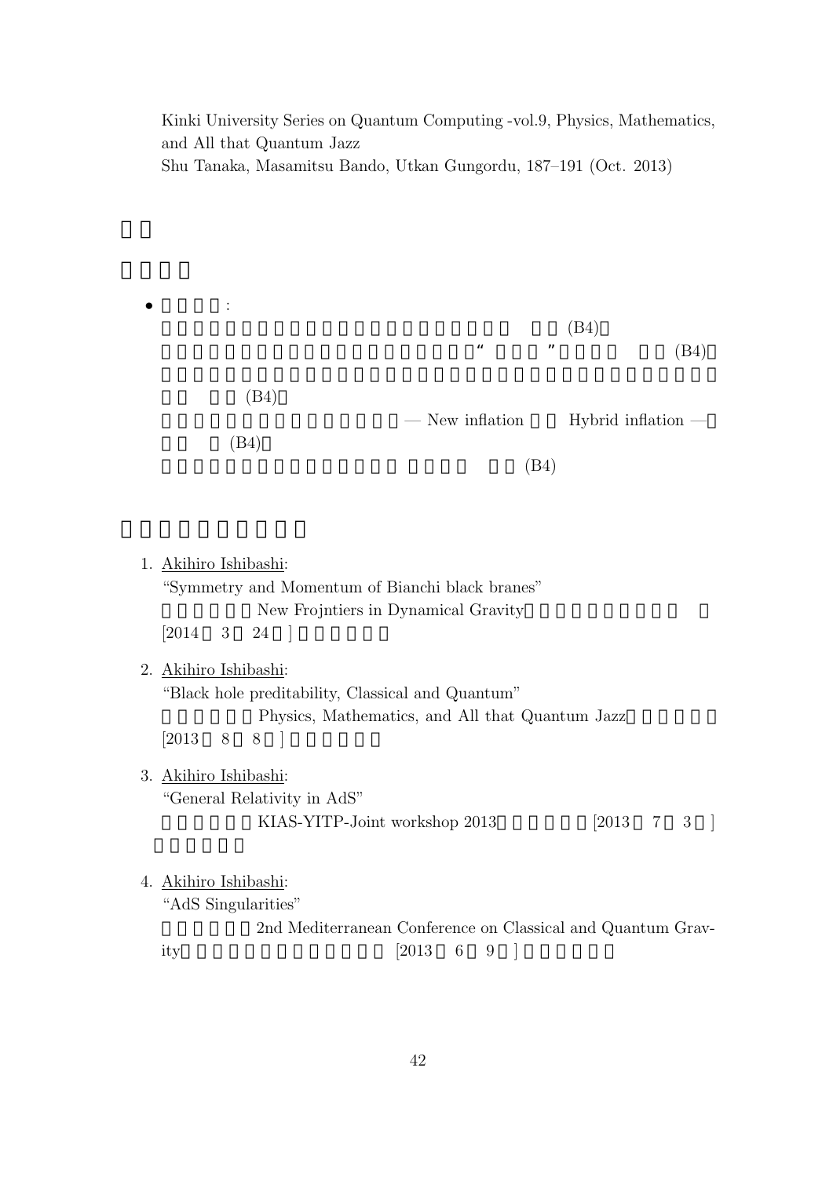Kinki University Series on Quantum Computing -vol.9, Physics, Mathematics, and All that Quantum Jazz
Shu Tanaka, Masamitsu Bando, Utkan Gungordu, 187–191 (Oct. 2013)

- :
  (B4)
  " " (B4)
  (B4)
  — New inflation Hybrid inflation —
  (B4)
  (B4)

1. Akihiro Ishibashi:
   "Symmetry and Momentum of Bianchi black branes"
   New Frojntiers in Dynamical Gravity
   [2014 3 24 ]

2. Akihiro Ishibashi:
   "Black hole preditability, Classical and Quantum"
   Physics, Mathematics, and All that Quantum Jazz
   [2013 8 8 ]

3. Akihiro Ishibashi:
   "General Relativity in AdS"
   KIAS-YITP-Joint workshop 2013 [2013 7 3 ]

4. Akihiro Ishibashi:
   "AdS Singularities"
   2nd Mediterranean Conference on Classical and Quantum Gravity [2013 6 9 ]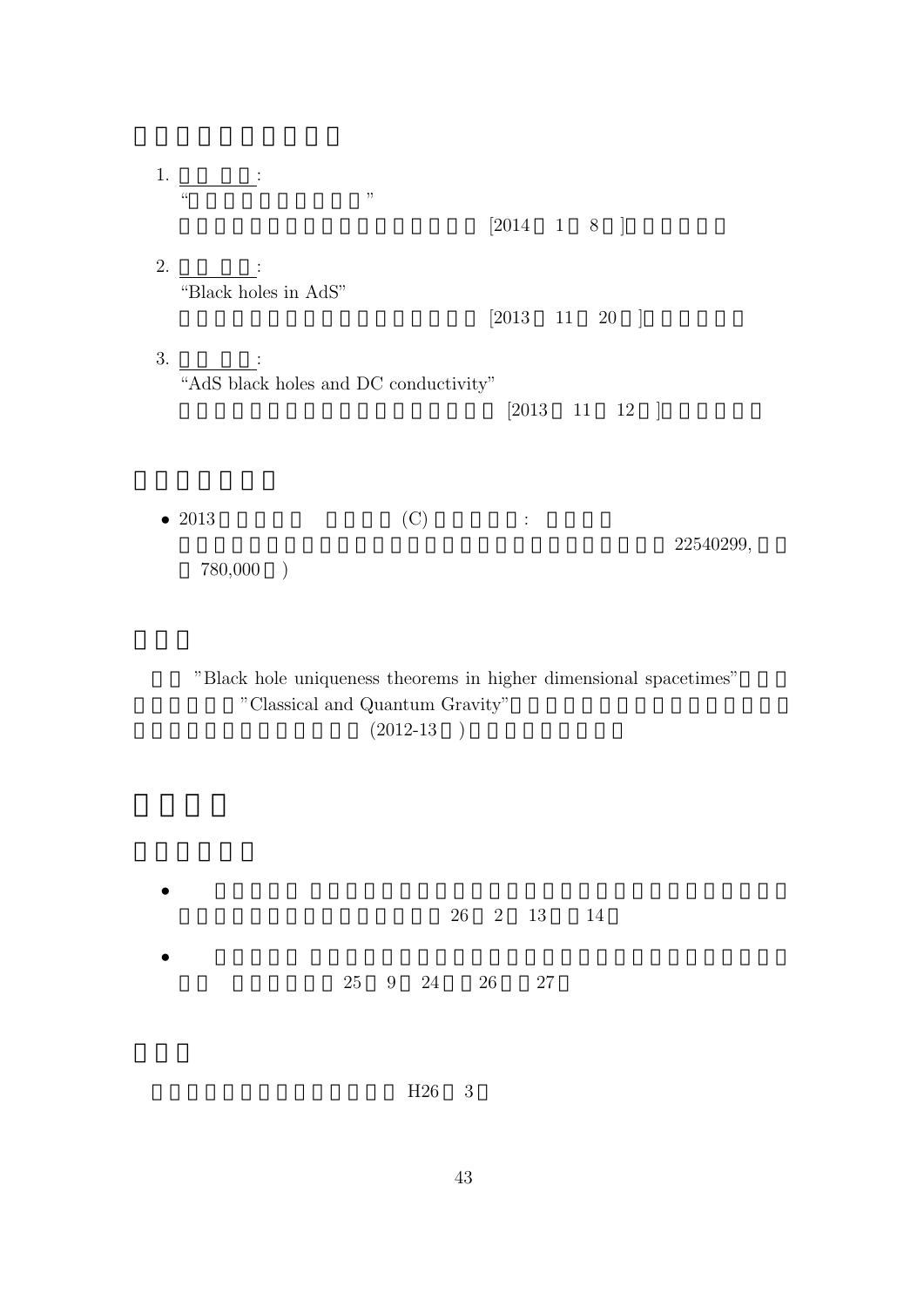1. :
   “ ”
   [2014 1 8 ]

2. :
   “Black holes in AdS”
   [2013 11 20 ]

3. :
   “AdS black holes and DC conductivity”
   [2013 11 12 ]

- 2013 (C) :
  22540299,
  780,000 )

”Black hole uniqueness theorems in higher dimensional spacetimes”
”Classical and Quantum Gravity”
(2012-13 )

- 26 2 13 14
- 25 9 24 26 27

H26 3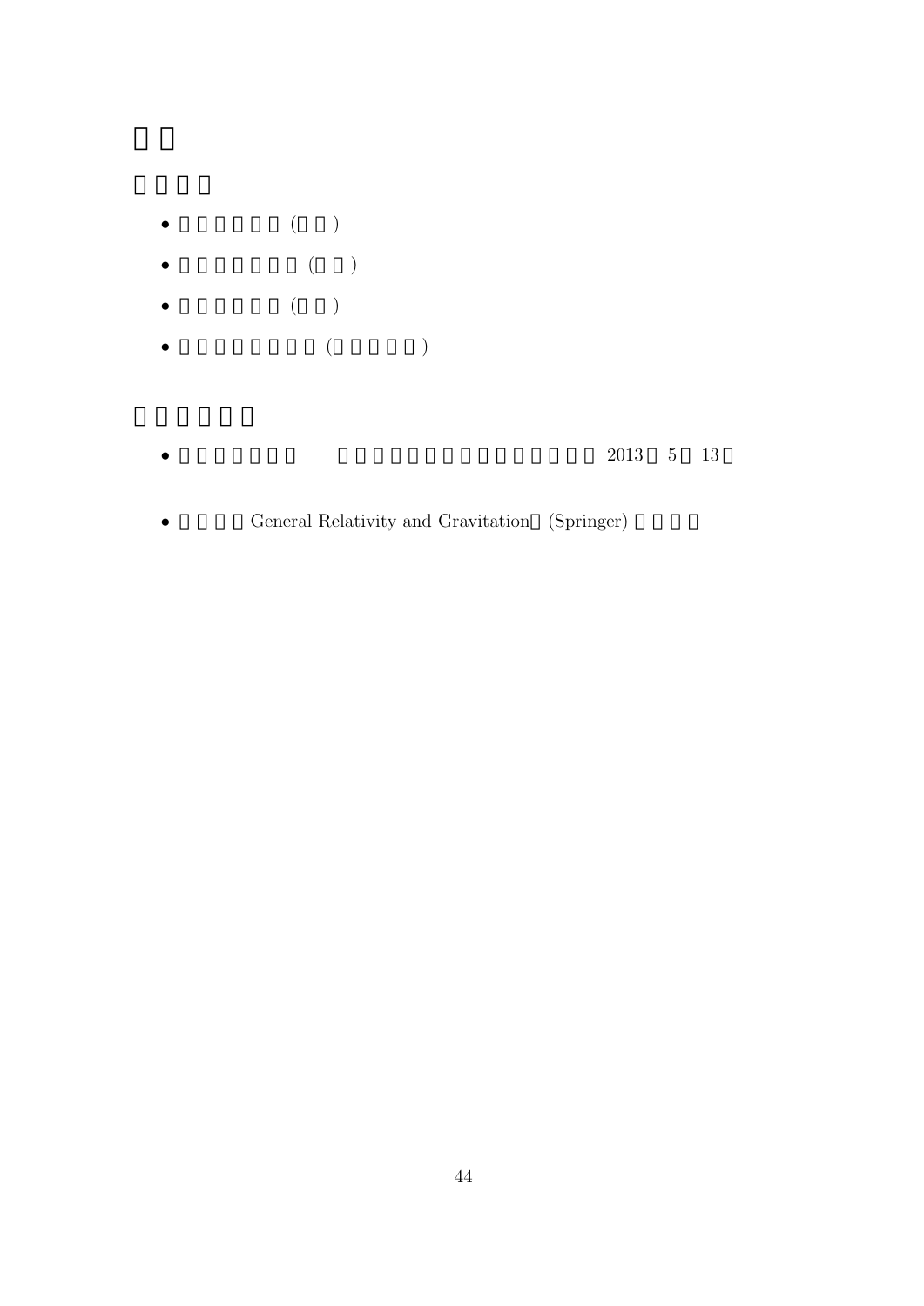- 2013 5 13
- General Relativity and Gravitation (Springer)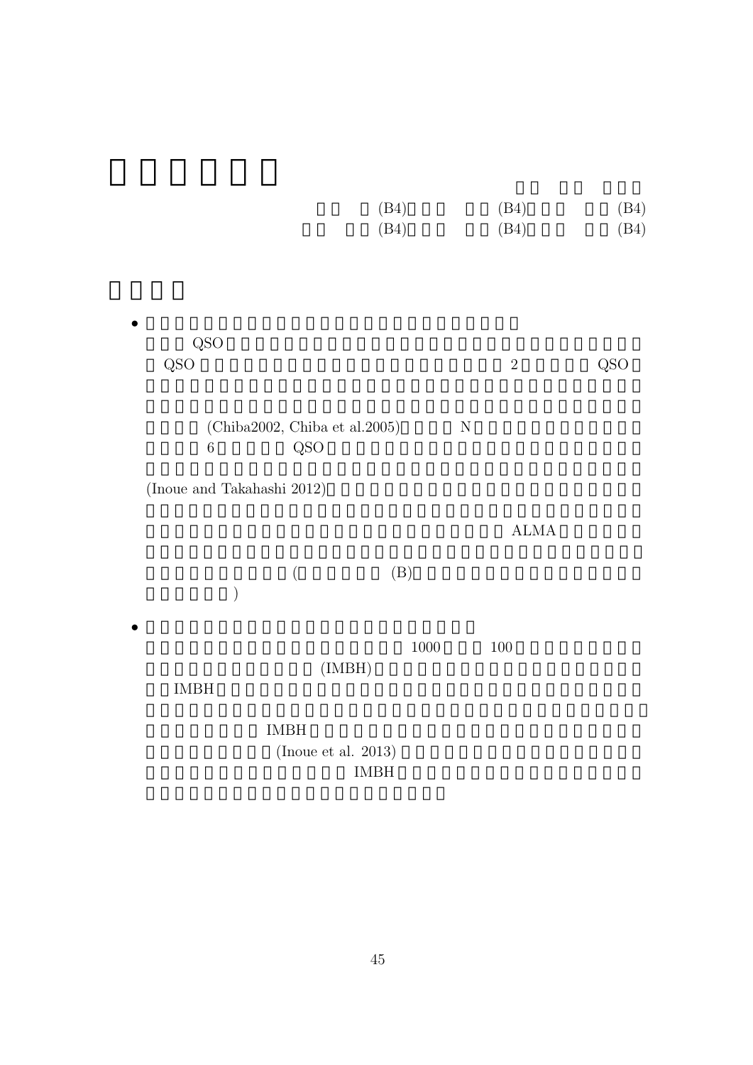(B4) (B4) (B4)

(B4) (B4) (B4)

- QSO

  QSO 2 QSO

  (Chiba2002, Chiba et al.2005) N

  6 QSO

  (Inoue and Takahashi 2012)

  ALMA

  ( (B)

  )

- 1000 100

  (IMBH)

  IMBH

  IMBH

  (Inoue et al. 2013)

  IMBH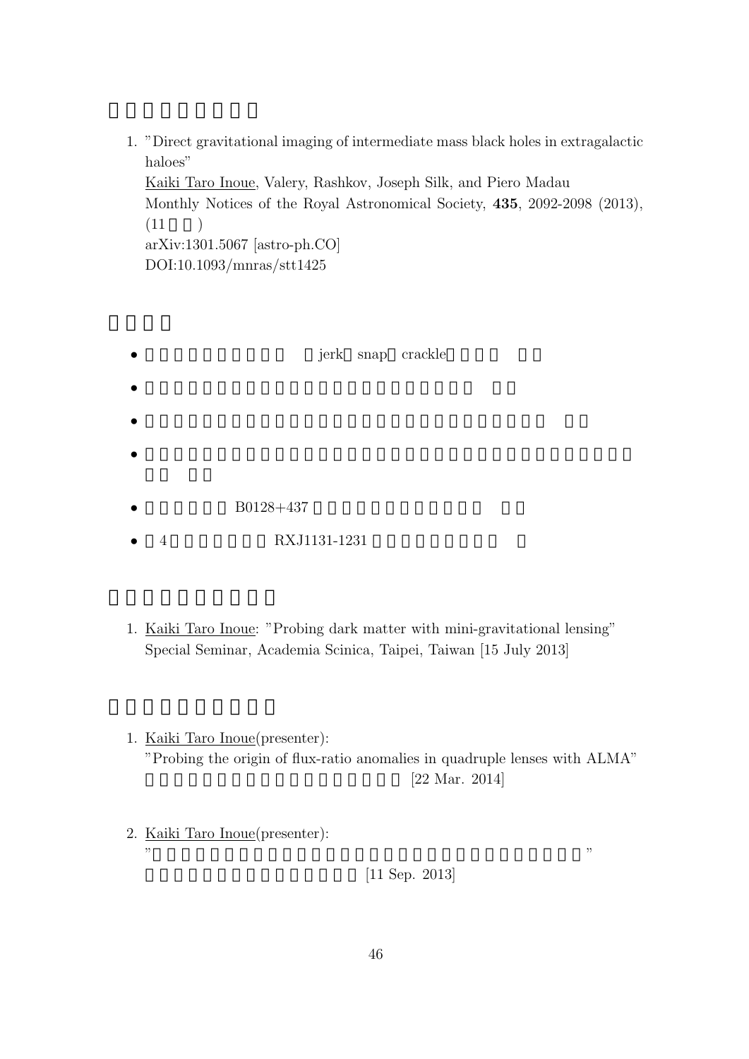1. "Direct gravitational imaging of intermediate mass black holes in extragalactic haloes"
   Kaiki Taro Inoue, Valery, Rashkov, Joseph Silk, and Piero Madau
   Monthly Notices of the Royal Astronomical Society, **435**, 2092-2098 (2013),
   (11 )
   arXiv:1301.5067 [astro-ph.CO]
   DOI:10.1093/mnras/stt1425

- jerk snap crackle
- 
- 
- 
- B0128+437
- 4 RXJ1131-1231

1. Kaiki Taro Inoue: "Probing dark matter with mini-gravitational lensing"
   Special Seminar, Academia Scinica, Taipei, Taiwan [15 July 2013]

1. Kaiki Taro Inoue(presenter):
   "Probing the origin of flux-ratio anomalies in quadruple lenses with ALMA"
   [22 Mar. 2014]

2. Kaiki Taro Inoue(presenter):
   " "
   [11 Sep. 2013]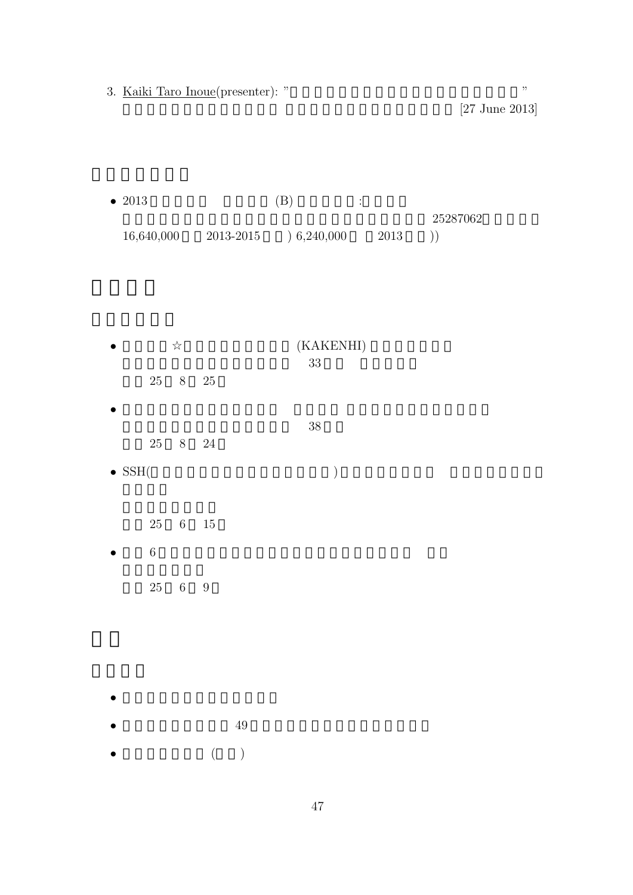3. Kaiki Taro Inoue(presenter): "　"
[27 June 2013]

- 2013 (B) :
25287062
16,640,000 2013-2015 ) 6,240,000 2013 ))

- ☆ (KAKENHI)
33
25 8 25

-
38
25 8 24

- SSH( )

25 6 15

- 6
25 6 9

-
- 49
- ( )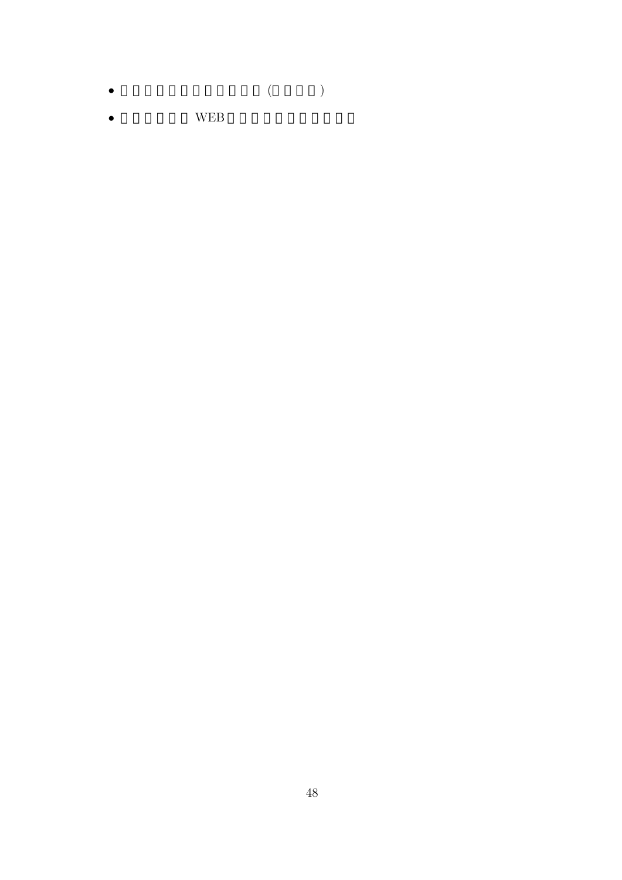- ()
- WEB